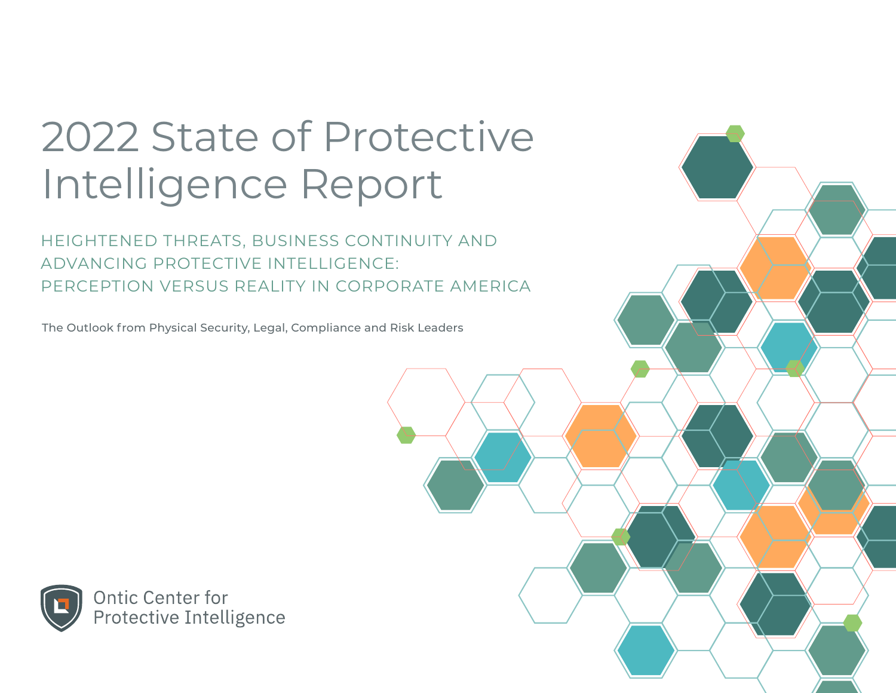# 2022 State of Protective Intelligence Report

## HEIGHTENED THREATS, BUSINESS CONTINUITY AND ADVANCING PROTECTIVE INTELLIGENCE: PERCEPTION VERSUS REALITY IN CORPORATE AMERICA

The Outlook from Physical Security, Legal, Compliance and Risk Leaders

Ontic Center for Protective Intelligence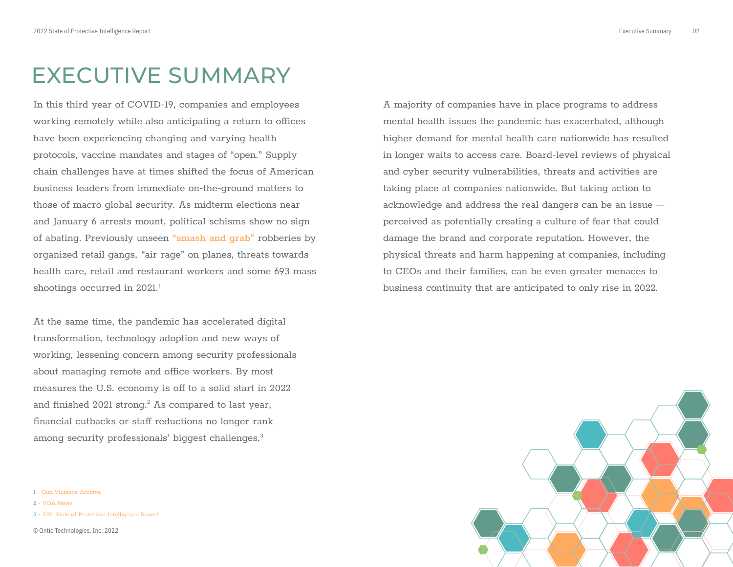# EXECUTIVE SUMMARY

In this third year of COVID-19, companies and employees working remotely while also anticipating a return to offices have been experiencing changing and varying health protocols, vaccine mandates and stages of "open." Supply chain challenges have at times shifted the focus of American business leaders from immediate on-the-ground matters to those of macro global security. As midterm elections near and January 6 arrests mount, political schisms show no sign of abating. Previously unseen **"smash and grab"** robberies by organized retail gangs, "air rage" on planes, threats towards health care, retail and restaurant workers and some 693 mass shootings occurred in 2021.[1]

At the same time, the pandemic has accelerated digital transformation, technology adoption and new ways of working, lessening concern among security professionals about managing remote and office workers. By most measures the U.S. economy is off to a solid start in 2022 and finished 2021 strong.[2] As compared to last year, financial cutbacks or staff reductions no longer rank among security professionals' biggest challenges.[3]

A majority of companies have in place programs to address mental health issues the pandemic has exacerbated, although higher demand for mental health care nationwide has resulted in longer waits to access care. Board-level reviews of physical and cyber security vulnerabilities, threats and activities are taking place at companies nationwide. But taking action to acknowledge and address the real dangers can be an issue — perceived as potentially creating a culture of fear that could damage the brand and corporate reputation. However, the physical threats and harm happening at companies, including to CEOs and their families, can be even greater menaces to business continuity that are anticipated to only rise in 2022.

1 - Gun Violence Archive

2 - VOA News

3 - 2021 State of Protective Intelligence Report

© Ontic Technologies, Inc. 2022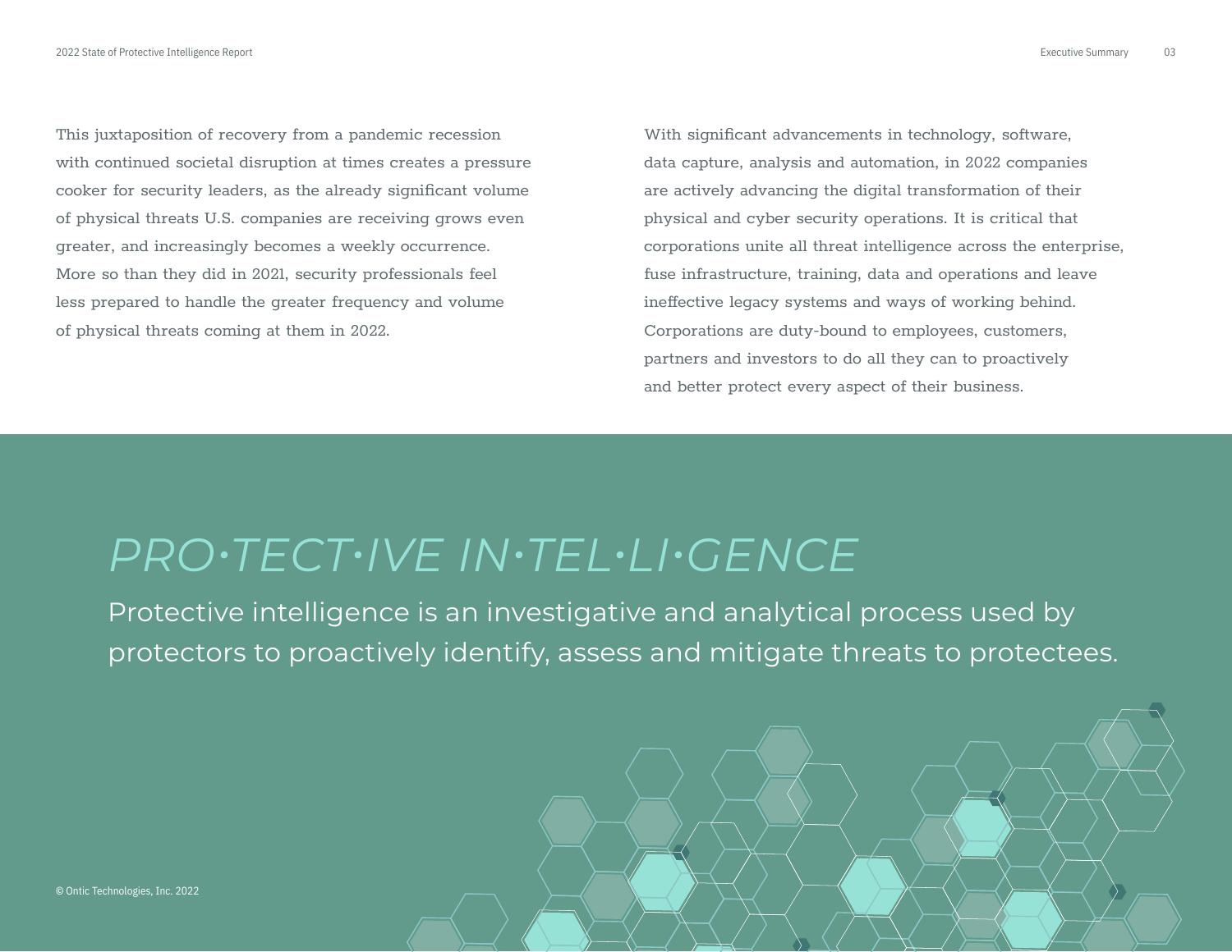This juxtaposition of recovery from a pandemic recession with continued societal disruption at times creates a pressure cooker for security leaders, as the already significant volume of physical threats U.S. companies are receiving grows even greater, and increasingly becomes a weekly occurrence. More so than they did in 2021, security professionals feel less prepared to handle the greater frequency and volume of physical threats coming at them in 2022.

With significant advancements in technology, software, data capture, analysis and automation, in 2022 companies are actively advancing the digital transformation of their physical and cyber security operations. It is critical that corporations unite all threat intelligence across the enterprise, fuse infrastructure, training, data and operations and leave ineffective legacy systems and ways of working behind. Corporations are duty-bound to employees, customers, partners and investors to do all they can to proactively and better protect every aspect of their business.

## *PRO·TECT·IVE IN·TEL·LI·GENCE*

Protective intelligence is an investigative and analytical process used by protectors to proactively identify, assess and mitigate threats to protectees.

© Ontic Technologies, Inc. 2022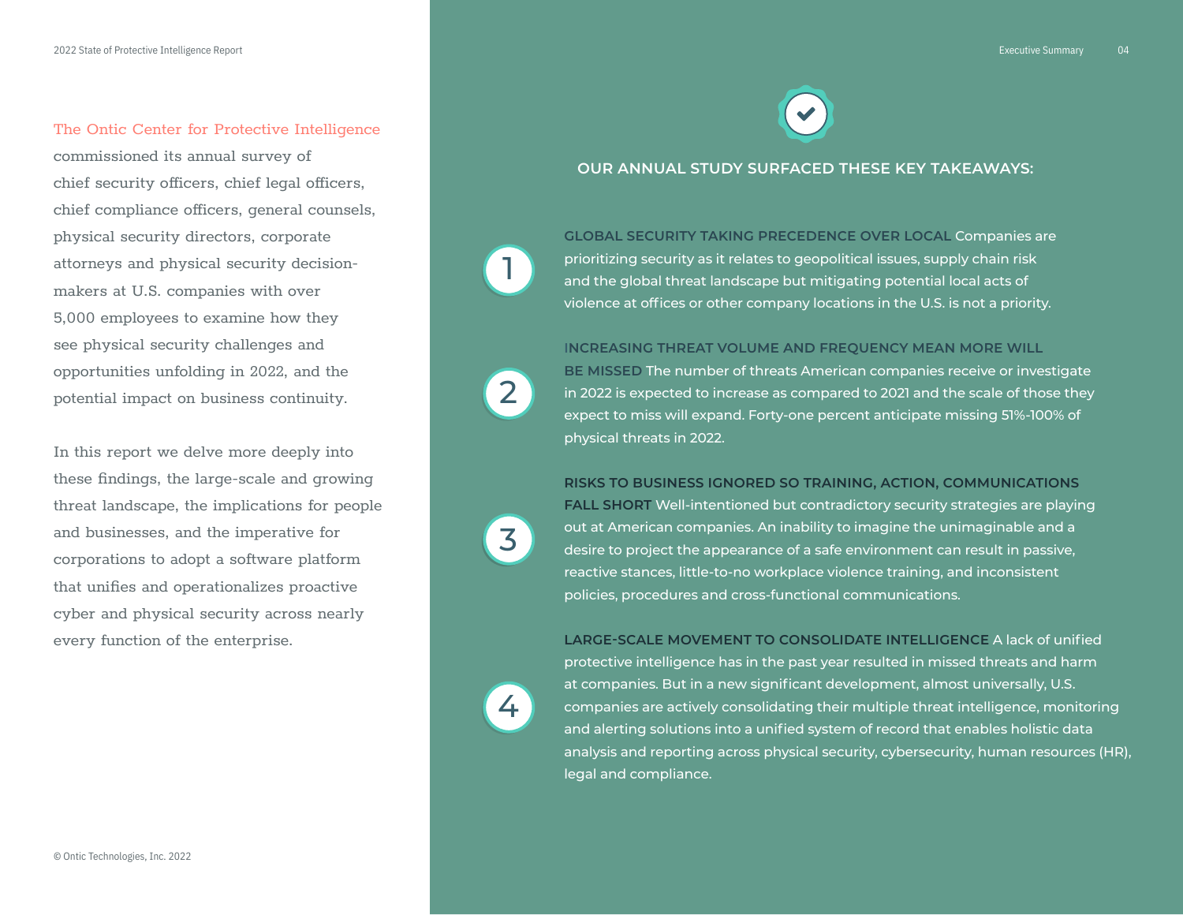The Ontic Center for Protective Intelligence commissioned its annual survey of chief security officers, chief legal officers, chief compliance officers, general counsels, physical security directors, corporate attorneys and physical security decision-makers at U.S. companies with over 5,000 employees to examine how they see physical security challenges and opportunities unfolding in 2022, and the potential impact on business continuity.

In this report we delve more deeply into these findings, the large-scale and growing threat landscape, the implications for people and businesses, and the imperative for corporations to adopt a software platform that unifies and operationalizes proactive cyber and physical security across nearly every function of the enterprise.

## OUR ANNUAL STUDY SURFACED THESE KEY TAKEAWAYS:

1. **GLOBAL SECURITY TAKING PRECEDENCE OVER LOCAL** Companies are prioritizing security as it relates to geopolitical issues, supply chain risk and the global threat landscape but mitigating potential local acts of violence at offices or other company locations in the U.S. is not a priority.

2. **INCREASING THREAT VOLUME AND FREQUENCY MEAN MORE WILL BE MISSED** The number of threats American companies receive or investigate in 2022 is expected to increase as compared to 2021 and the scale of those they expect to miss will expand. Forty-one percent anticipate missing 51%-100% of physical threats in 2022.

3. **RISKS TO BUSINESS IGNORED SO TRAINING, ACTION, COMMUNICATIONS FALL SHORT** Well-intentioned but contradictory security strategies are playing out at American companies. An inability to imagine the unimaginable and a desire to project the appearance of a safe environment can result in passive, reactive stances, little-to-no workplace violence training, and inconsistent policies, procedures and cross-functional communications.

4. **LARGE-SCALE MOVEMENT TO CONSOLIDATE INTELLIGENCE** A lack of unified protective intelligence has in the past year resulted in missed threats and harm at companies. But in a new significant development, almost universally, U.S. companies are actively consolidating their multiple threat intelligence, monitoring and alerting solutions into a unified system of record that enables holistic data analysis and reporting across physical security, cybersecurity, human resources (HR), legal and compliance.

© Ontic Technologies, Inc. 2022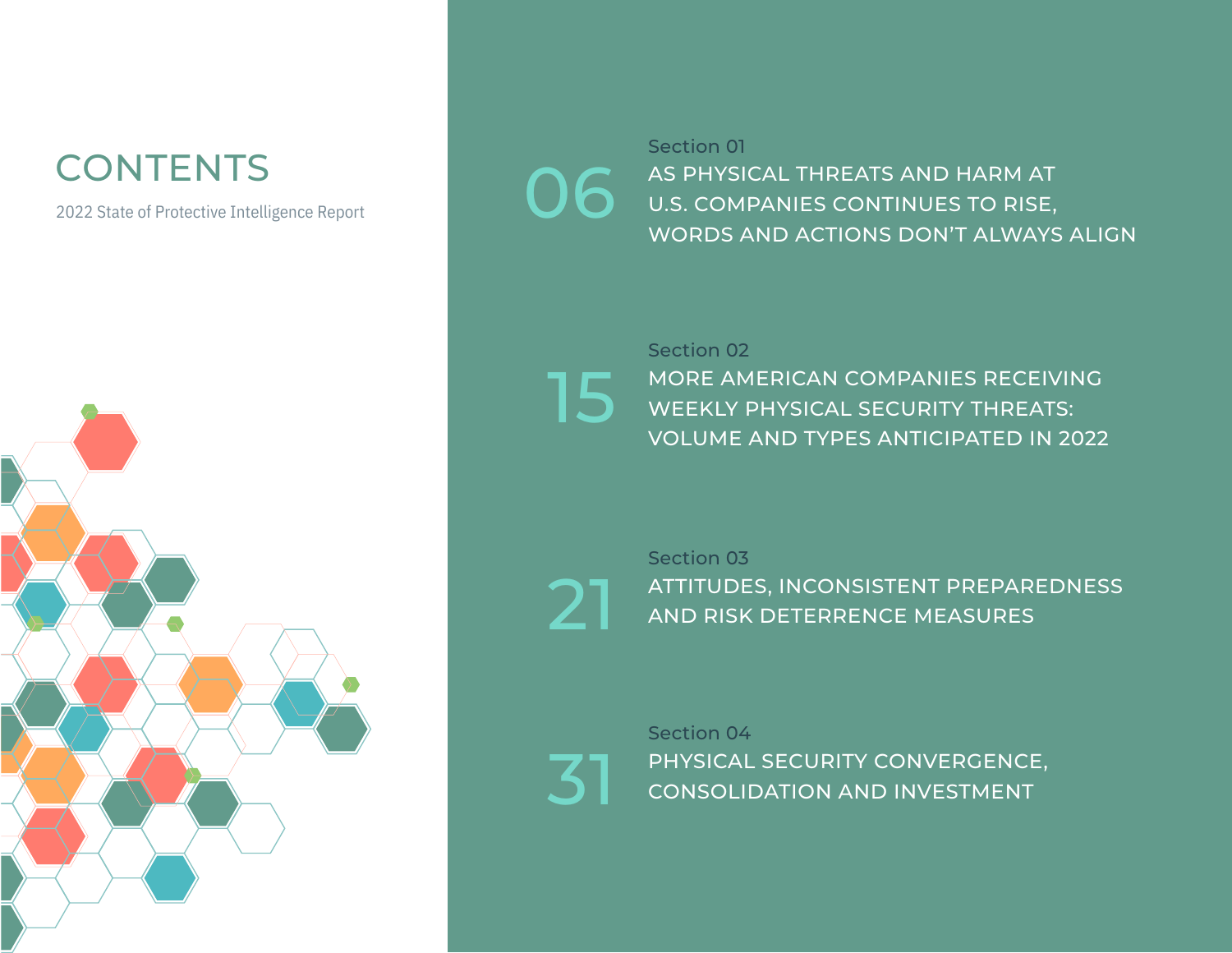# CONTENTS

2022 State of Protective Intelligence Report

06 — Section 01
AS PHYSICAL THREATS AND HARM AT U.S. COMPANIES CONTINUES TO RISE, WORDS AND ACTIONS DON'T ALWAYS ALIGN

15 — Section 02
MORE AMERICAN COMPANIES RECEIVING WEEKLY PHYSICAL SECURITY THREATS: VOLUME AND TYPES ANTICIPATED IN 2022

21 — Section 03
ATTITUDES, INCONSISTENT PREPAREDNESS AND RISK DETERRENCE MEASURES

31 — Section 04
PHYSICAL SECURITY CONVERGENCE, CONSOLIDATION AND INVESTMENT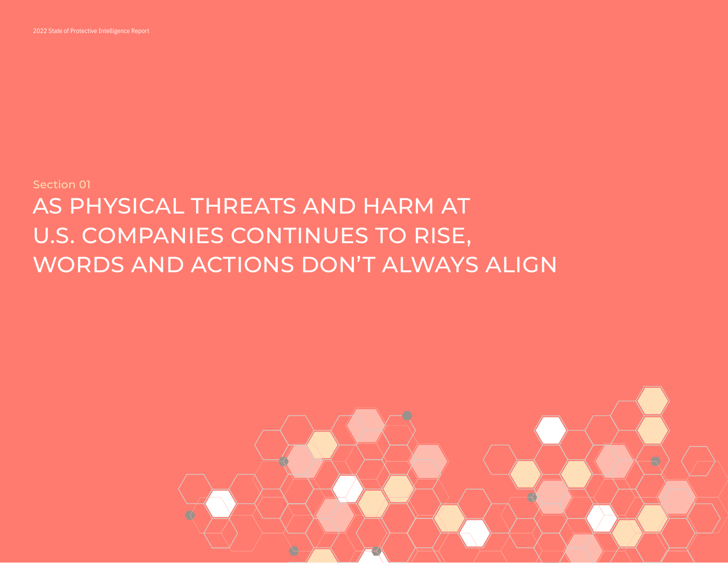Section 01

# AS PHYSICAL THREATS AND HARM AT U.S. COMPANIES CONTINUES TO RISE, WORDS AND ACTIONS DON'T ALWAYS ALIGN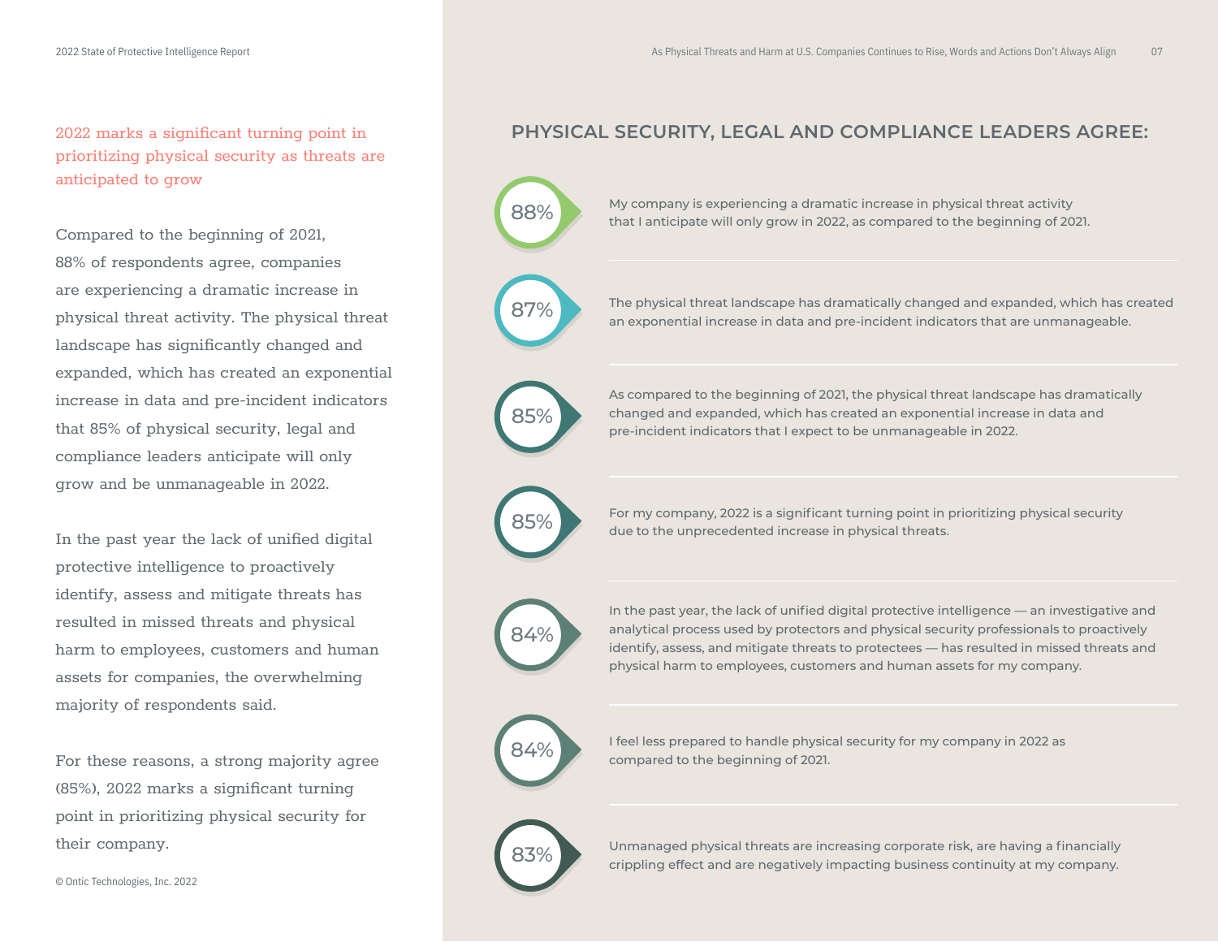2022 marks a significant turning point in prioritizing physical security as threats are anticipated to grow

Compared to the beginning of 2021, 88% of respondents agree, companies are experiencing a dramatic increase in physical threat activity. The physical threat landscape has significantly changed and expanded, which has created an exponential increase in data and pre-incident indicators that 85% of physical security, legal and compliance leaders anticipate will only grow and be unmanageable in 2022.

In the past year the lack of unified digital protective intelligence to proactively identify, assess and mitigate threats has resulted in missed threats and physical harm to employees, customers and human assets for companies, the overwhelming majority of respondents said.

For these reasons, a strong majority agree (85%), 2022 marks a significant turning point in prioritizing physical security for their company.

© Ontic Technologies, Inc. 2022

## PHYSICAL SECURITY, LEGAL AND COMPLIANCE LEADERS AGREE:

**88%** My company is experiencing a dramatic increase in physical threat activity that I anticipate will only grow in 2022, as compared to the beginning of 2021.

**87%** The physical threat landscape has dramatically changed and expanded, which has created an exponential increase in data and pre-incident indicators that are unmanageable.

**85%** As compared to the beginning of 2021, the physical threat landscape has dramatically changed and expanded, which has created an exponential increase in data and pre-incident indicators that I expect to be unmanageable in 2022.

**85%** For my company, 2022 is a significant turning point in prioritizing physical security due to the unprecedented increase in physical threats.

**84%** In the past year, the lack of unified digital protective intelligence — an investigative and analytical process used by protectors and physical security professionals to proactively identify, assess, and mitigate threats to protectees — has resulted in missed threats and physical harm to employees, customers and human assets for my company.

**84%** I feel less prepared to handle physical security for my company in 2022 as compared to the beginning of 2021.

**83%** Unmanaged physical threats are increasing corporate risk, are having a financially crippling effect and are negatively impacting business continuity at my company.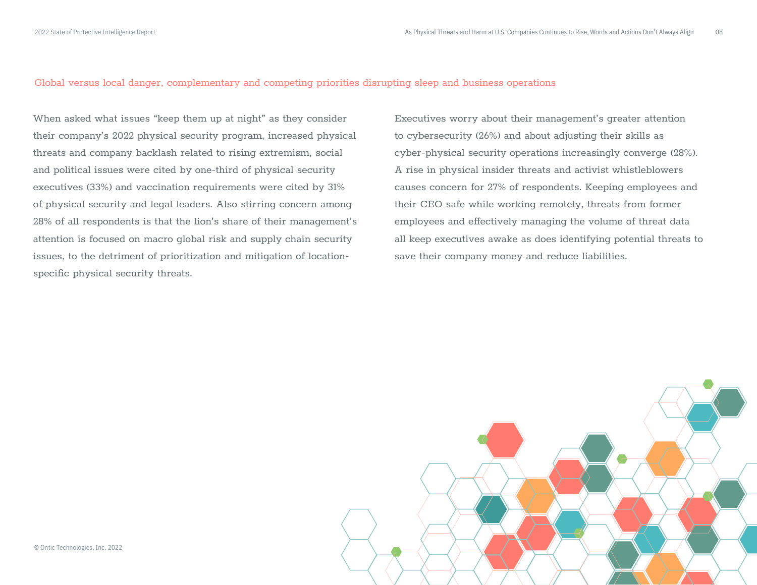## Global versus local danger, complementary and competing priorities disrupting sleep and business operations

When asked what issues "keep them up at night" as they consider their company's 2022 physical security program, increased physical threats and company backlash related to rising extremism, social and political issues were cited by one-third of physical security executives (33%) and vaccination requirements were cited by 31% of physical security and legal leaders. Also stirring concern among 28% of all respondents is that the lion's share of their management's attention is focused on macro global risk and supply chain security issues, to the detriment of prioritization and mitigation of location-specific physical security threats.

Executives worry about their management's greater attention to cybersecurity (26%) and about adjusting their skills as cyber-physical security operations increasingly converge (28%). A rise in physical insider threats and activist whistleblowers causes concern for 27% of respondents. Keeping employees and their CEO safe while working remotely, threats from former employees and effectively managing the volume of threat data all keep executives awake as does identifying potential threats to save their company money and reduce liabilities.

© Ontic Technologies, Inc. 2022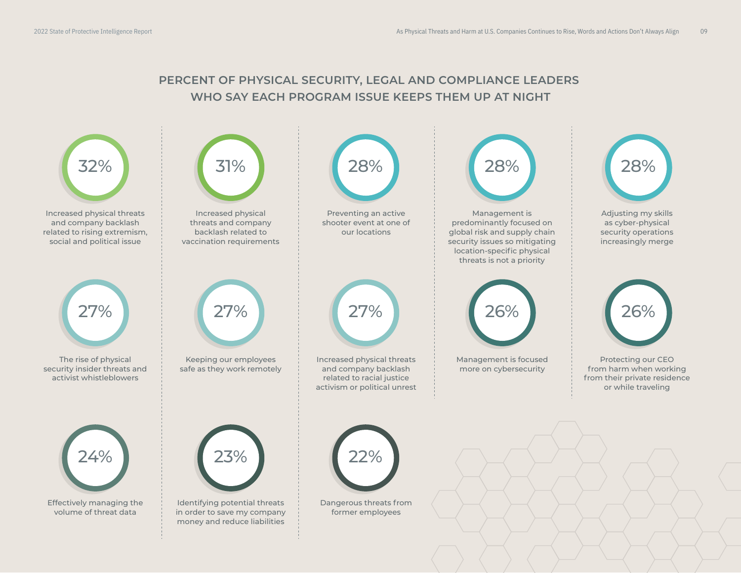## PERCENT OF PHYSICAL SECURITY, LEGAL AND COMPLIANCE LEADERS WHO SAY EACH PROGRAM ISSUE KEEPS THEM UP AT NIGHT

**32%**
Increased physical threats and company backlash related to rising extremism, social and political issue

**31%**
Increased physical threats and company backlash related to vaccination requirements

**28%**
Preventing an active shooter event at one of our locations

**28%**
Management is predominantly focused on global risk and supply chain security issues so mitigating location-specific physical threats is not a priority

**28%**
Adjusting my skills as cyber-physical security operations increasingly merge

**27%**
The rise of physical security insider threats and activist whistleblowers

**27%**
Keeping our employees safe as they work remotely

**27%**
Increased physical threats and company backlash related to racial justice activism or political unrest

**26%**
Management is focused more on cybersecurity

**26%**
Protecting our CEO from harm when working from their private residence or while traveling

**24%**
Effectively managing the volume of threat data

**23%**
Identifying potential threats in order to save my company money and reduce liabilities

**22%**
Dangerous threats from former employees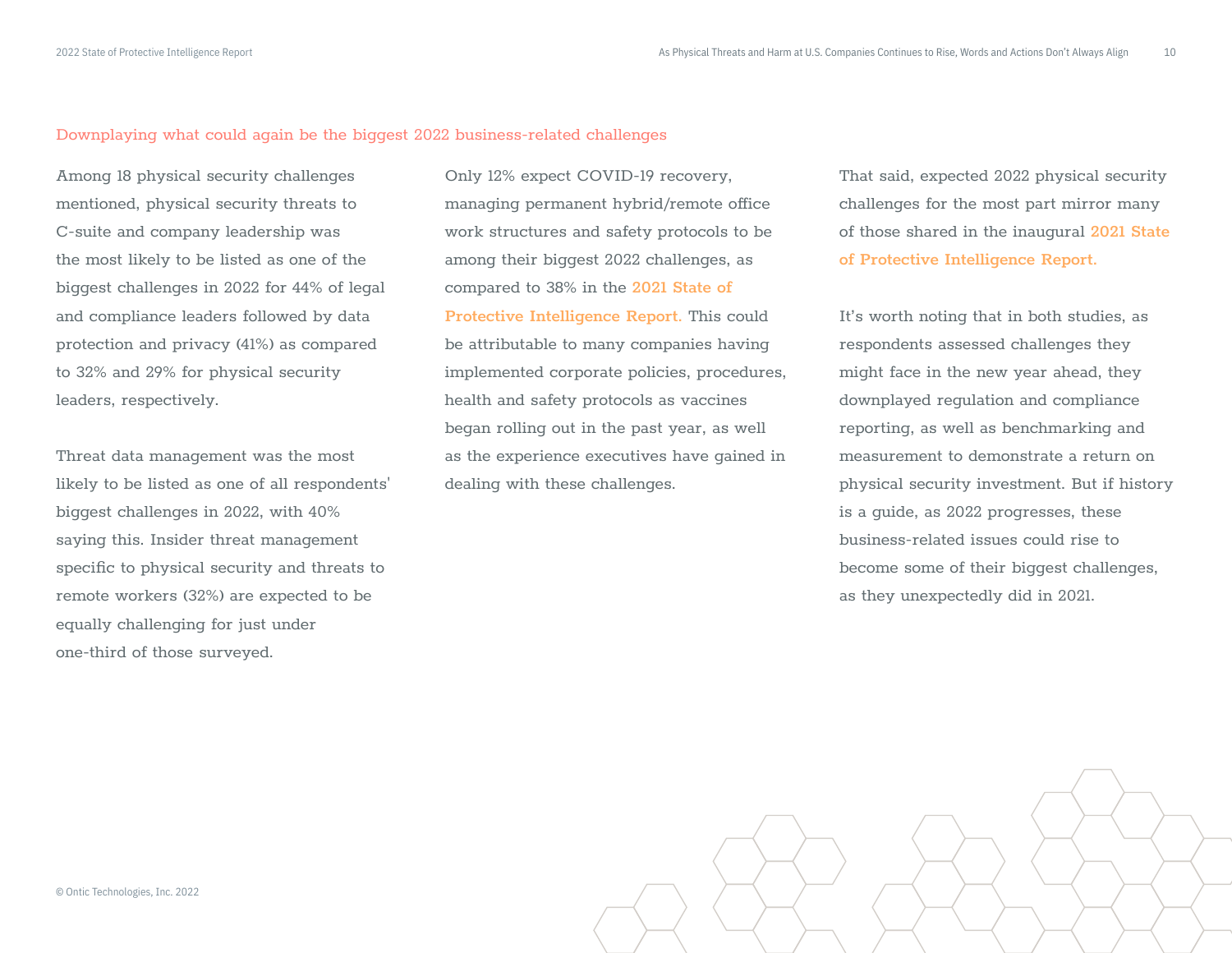## Downplaying what could again be the biggest 2022 business-related challenges

Among 18 physical security challenges mentioned, physical security threats to C-suite and company leadership was the most likely to be listed as one of the biggest challenges in 2022 for 44% of legal and compliance leaders followed by data protection and privacy (41%) as compared to 32% and 29% for physical security leaders, respectively.

Threat data management was the most likely to be listed as one of all respondents' biggest challenges in 2022, with 40% saying this. Insider threat management specific to physical security and threats to remote workers (32%) are expected to be equally challenging for just under one-third of those surveyed.

Only 12% expect COVID-19 recovery, managing permanent hybrid/remote office work structures and safety protocols to be among their biggest 2022 challenges, as compared to 38% in the **2021 State of Protective Intelligence Report.** This could be attributable to many companies having implemented corporate policies, procedures, health and safety protocols as vaccines began rolling out in the past year, as well as the experience executives have gained in dealing with these challenges.

That said, expected 2022 physical security challenges for the most part mirror many of those shared in the inaugural **2021 State of Protective Intelligence Report.**

It's worth noting that in both studies, as respondents assessed challenges they might face in the new year ahead, they downplayed regulation and compliance reporting, as well as benchmarking and measurement to demonstrate a return on physical security investment. But if history is a guide, as 2022 progresses, these business-related issues could rise to become some of their biggest challenges, as they unexpectedly did in 2021.

© Ontic Technologies, Inc. 2022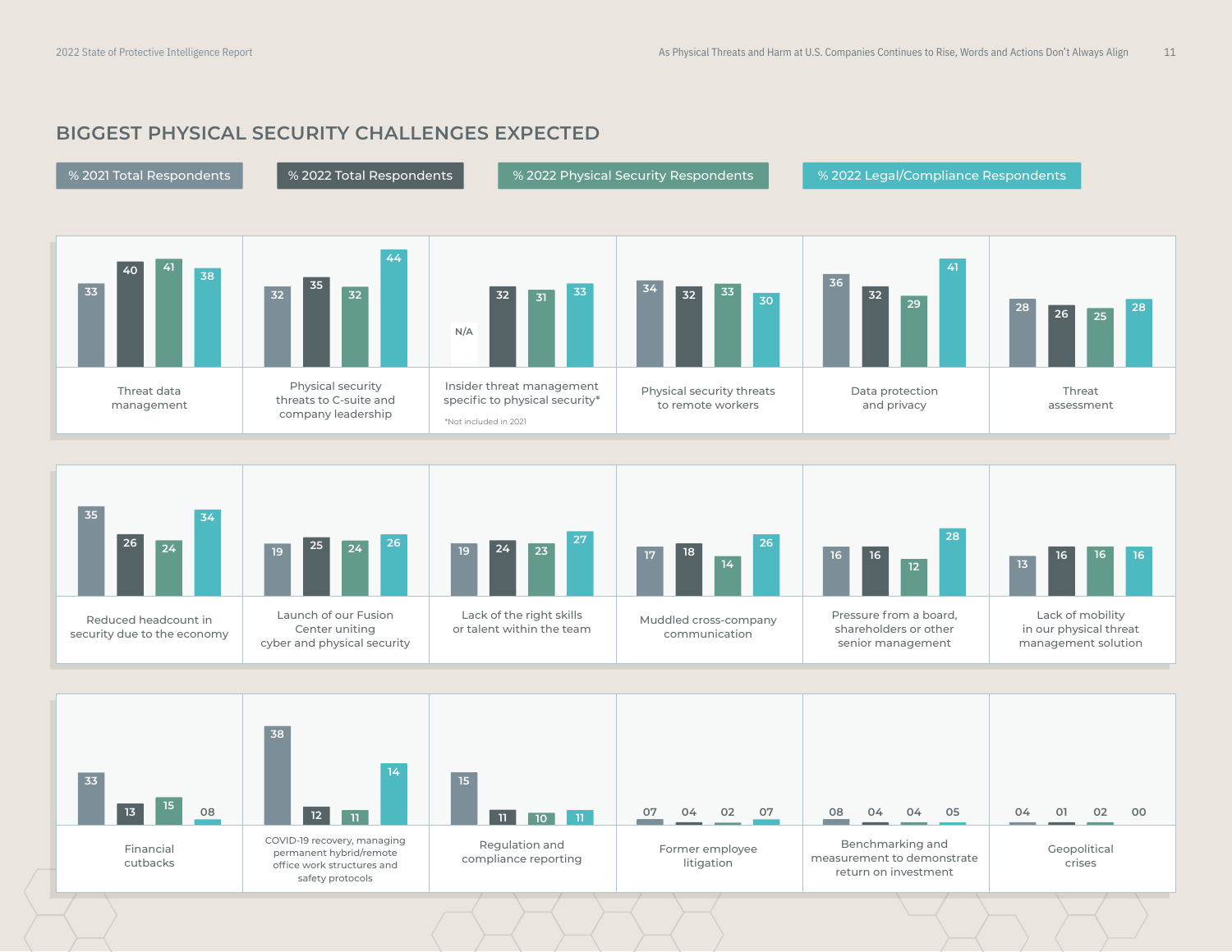## BIGGEST PHYSICAL SECURITY CHALLENGES EXPECTED

| Challenge | % 2021 Total Respondents | % 2022 Total Respondents | % 2022 Physical Security Respondents | % 2022 Legal/Compliance Respondents |
|---|---|---|---|---|
| Threat data management | 33 | 40 | 41 | 38 |
| Physical security threats to C-suite and company leadership | 32 | 35 | 32 | 44 |
| Insider threat management specific to physical security* | N/A | 32 | 31 | 33 |
| Physical security threats to remote workers | 34 | 32 | 33 | 30 |
| Data protection and privacy | 36 | 32 | 29 | 41 |
| Threat assessment | 28 | 26 | 25 | 28 |
| Reduced headcount in security due to the economy | 35 | 26 | 24 | 34 |
| Launch of our Fusion Center uniting cyber and physical security | 19 | 25 | 24 | 26 |
| Lack of the right skills or talent within the team | 19 | 24 | 23 | 27 |
| Muddled cross-company communication | 17 | 18 | 14 | 26 |
| Pressure from a board, shareholders or other senior management | 16 | 16 | 12 | 28 |
| Lack of mobility in our physical threat management solution | 13 | 16 | 16 | 16 |
| Financial cutbacks | 33 | 13 | 15 | 08 |
| COVID-19 recovery, managing permanent hybrid/remote office work structures and safety protocols | 38 | 12 | 11 | 14 |
| Regulation and compliance reporting | 15 | 11 | 10 | 11 |
| Former employee litigation | 07 | 04 | 02 | 07 |
| Benchmarking and measurement to demonstrate return on investment | 08 | 04 | 04 | 05 |
| Geopolitical crises | 04 | 01 | 02 | 00 |

*Not included in 2021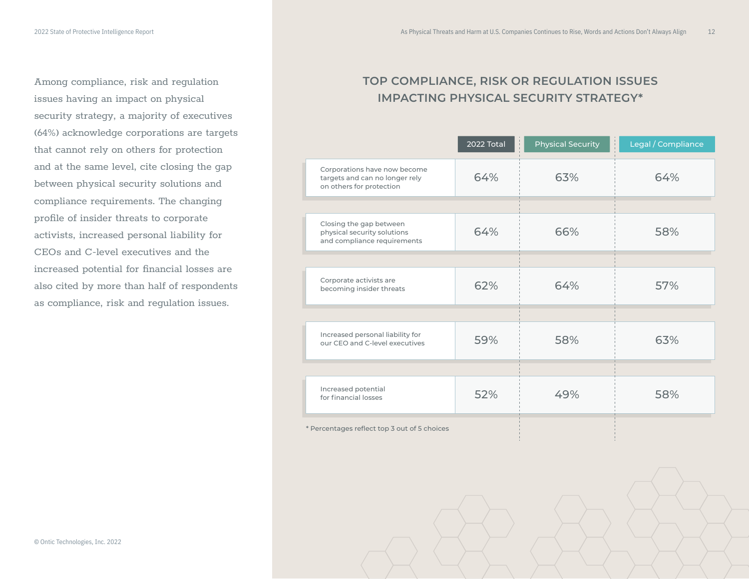Among compliance, risk and regulation issues having an impact on physical security strategy, a majority of executives (64%) acknowledge corporations are targets that cannot rely on others for protection and at the same level, cite closing the gap between physical security solutions and compliance requirements. The changing profile of insider threats to corporate activists, increased personal liability for CEOs and C-level executives and the increased potential for financial losses are also cited by more than half of respondents as compliance, risk and regulation issues.

## TOP COMPLIANCE, RISK OR REGULATION ISSUES IMPACTING PHYSICAL SECURITY STRATEGY*

| | 2022 Total | Physical Security | Legal / Compliance |
|---|---|---|---|
| Corporations have now become targets and can no longer rely on others for protection | 64% | 63% | 64% |
| Closing the gap between physical security solutions and compliance requirements | 64% | 66% | 58% |
| Corporate activists are becoming insider threats | 62% | 64% | 57% |
| Increased personal liability for our CEO and C-level executives | 59% | 58% | 63% |
| Increased potential for financial losses | 52% | 49% | 58% |

* Percentages reflect top 3 out of 5 choices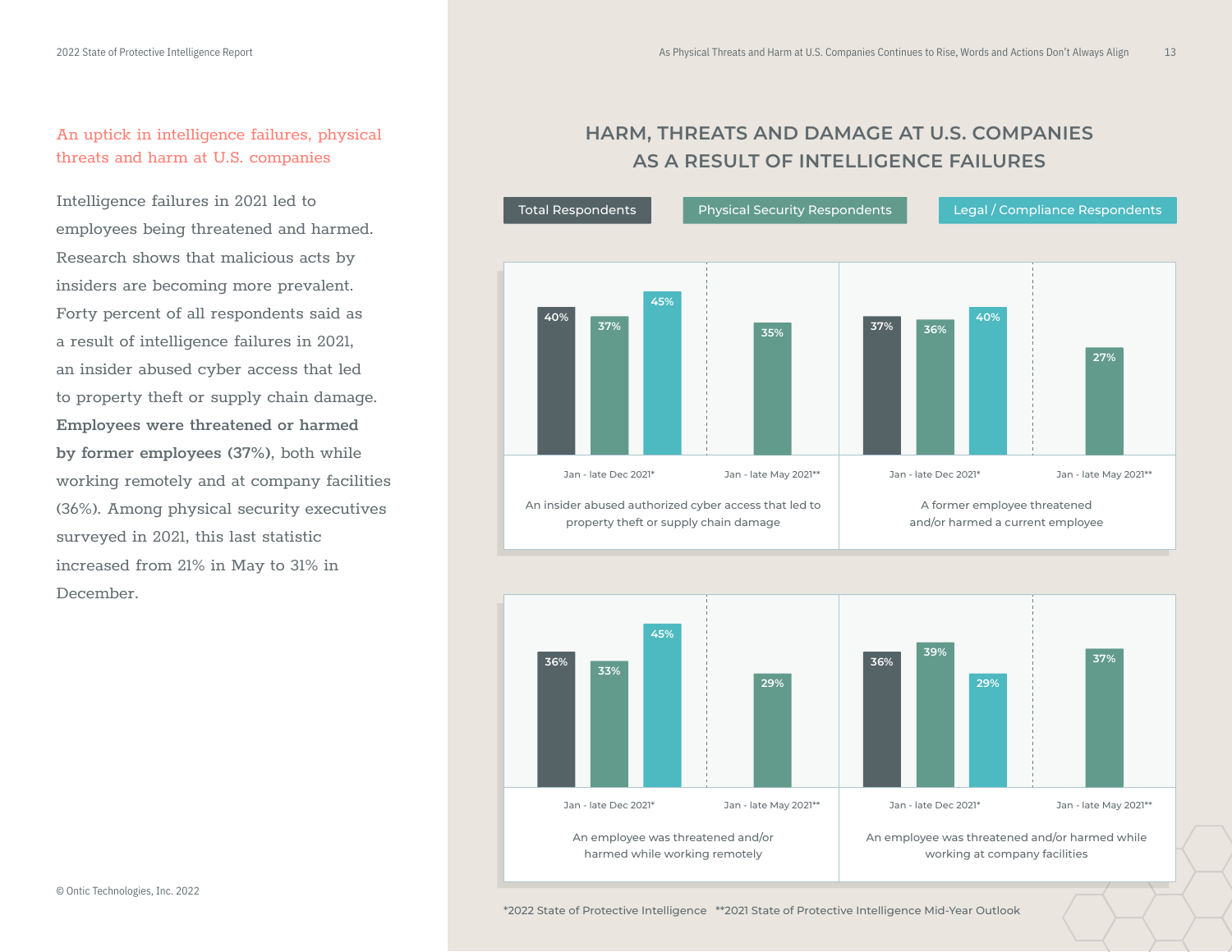## An uptick in intelligence failures, physical threats and harm at U.S. companies

Intelligence failures in 2021 led to employees being threatened and harmed. Research shows that malicious acts by insiders are becoming more prevalent. Forty percent of all respondents said as a result of intelligence failures in 2021, an insider abused cyber access that led to property theft or supply chain damage. **Employees were threatened or harmed by former employees (37%)**, both while working remotely and at company facilities (36%). Among physical security executives surveyed in 2021, this last statistic increased from 21% in May to 31% in December.

## HARM, THREATS AND DAMAGE AT U.S. COMPANIES AS A RESULT OF INTELLIGENCE FAILURES

| | Jan - late Dec 2021*: Total Respondents | Jan - late Dec 2021*: Physical Security Respondents | Jan - late Dec 2021*: Legal / Compliance Respondents | Jan - late May 2021**: Physical Security Respondents |
|---|---|---|---|---|
| An insider abused authorized cyber access that led to property theft or supply chain damage | 40% | 37% | 45% | 35% |
| A former employee threatened and/or harmed a current employee | 37% | 36% | 40% | 27% |
| An employee was threatened and/or harmed while working remotely | 36% | 33% | 45% | 29% |
| An employee was threatened and/or harmed while working at company facilities | 36% | 39% | 29% | 37% |

*2022 State of Protective Intelligence **2021 State of Protective Intelligence Mid-Year Outlook

© Ontic Technologies, Inc. 2022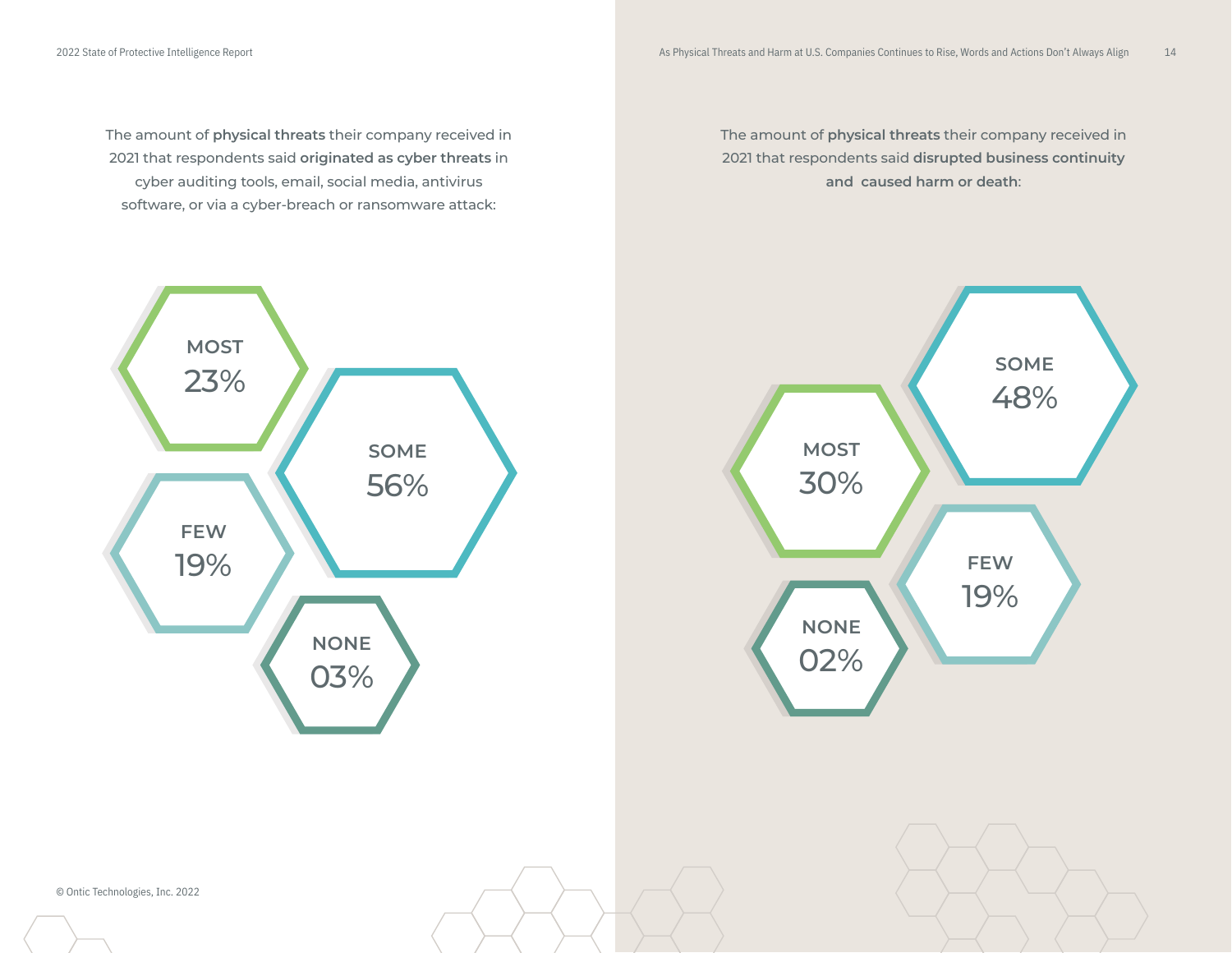The amount of **physical threats** their company received in 2021 that respondents said **originated as cyber threats** in cyber auditing tools, email, social media, antivirus software, or via a cyber-breach or ransomware attack:

MOST
23%

SOME
56%

FEW
19%

NONE
03%

The amount of **physical threats** their company received in 2021 that respondents said **disrupted business continuity and caused harm or death**:

SOME
48%

MOST
30%

FEW
19%

NONE
02%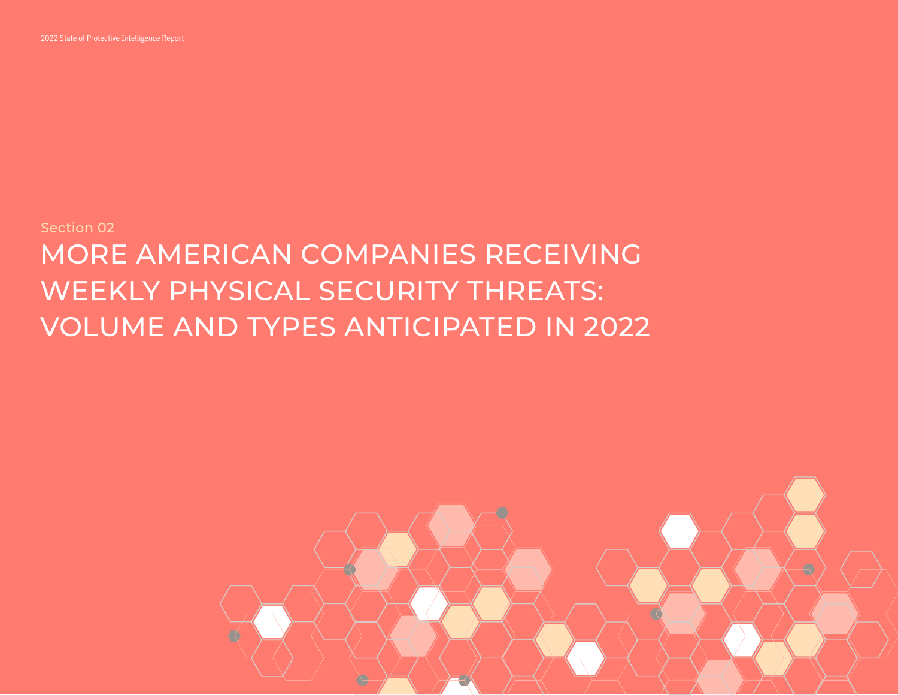Section 02

# MORE AMERICAN COMPANIES RECEIVING WEEKLY PHYSICAL SECURITY THREATS: VOLUME AND TYPES ANTICIPATED IN 2022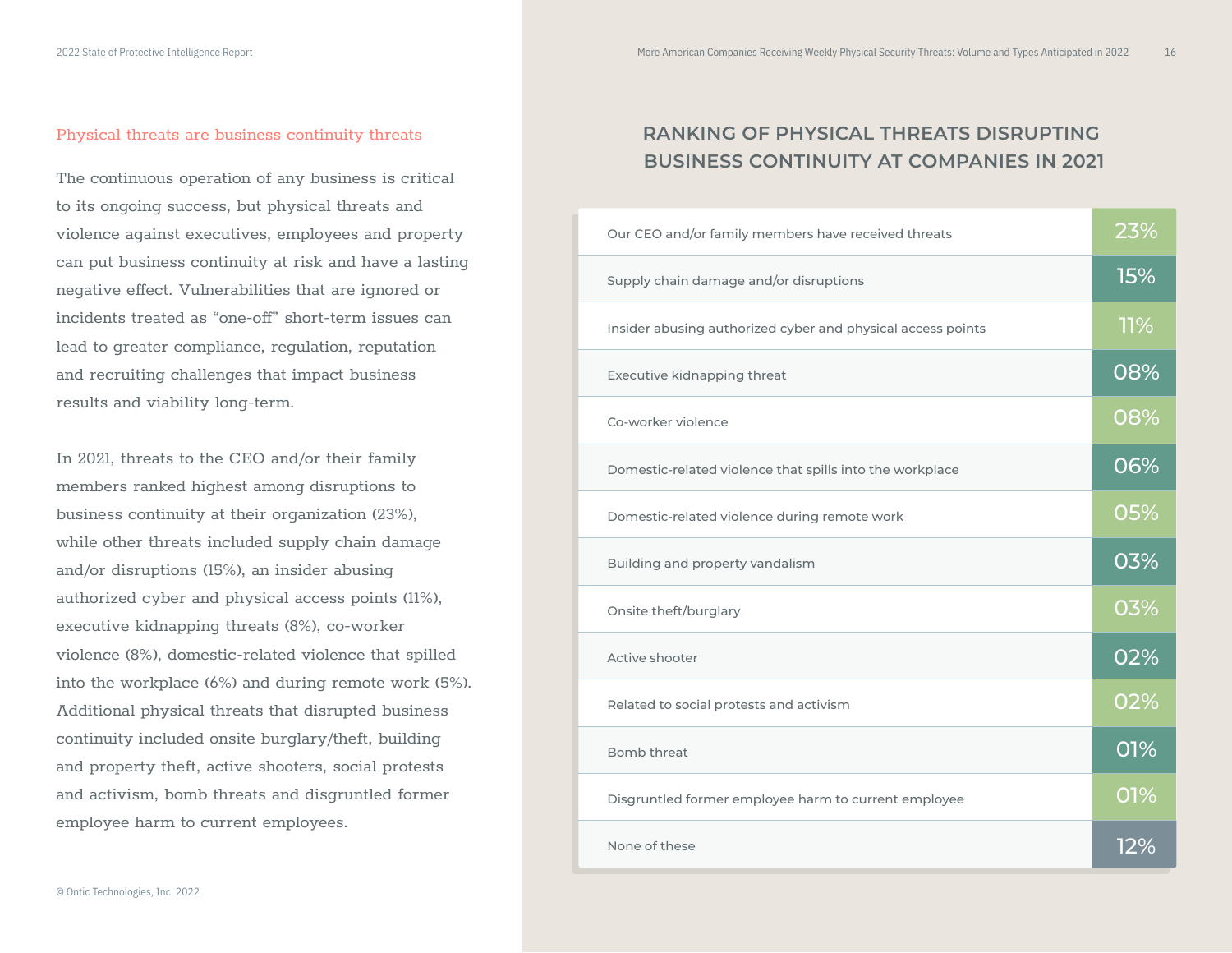## Physical threats are business continuity threats

The continuous operation of any business is critical to its ongoing success, but physical threats and violence against executives, employees and property can put business continuity at risk and have a lasting negative effect. Vulnerabilities that are ignored or incidents treated as "one-off" short-term issues can lead to greater compliance, regulation, reputation and recruiting challenges that impact business results and viability long-term.

In 2021, threats to the CEO and/or their family members ranked highest among disruptions to business continuity at their organization (23%), while other threats included supply chain damage and/or disruptions (15%), an insider abusing authorized cyber and physical access points (11%), executive kidnapping threats (8%), co-worker violence (8%), domestic-related violence that spilled into the workplace (6%) and during remote work (5%). Additional physical threats that disrupted business continuity included onsite burglary/theft, building and property theft, active shooters, social protests and activism, bomb threats and disgruntled former employee harm to current employees.

## RANKING OF PHYSICAL THREATS DISRUPTING BUSINESS CONTINUITY AT COMPANIES IN 2021

| Threat | Percentage |
|---|---|
| Our CEO and/or family members have received threats | 23% |
| Supply chain damage and/or disruptions | 15% |
| Insider abusing authorized cyber and physical access points | 11% |
| Executive kidnapping threat | 08% |
| Co-worker violence | 08% |
| Domestic-related violence that spills into the workplace | 06% |
| Domestic-related violence during remote work | 05% |
| Building and property vandalism | 03% |
| Onsite theft/burglary | 03% |
| Active shooter | 02% |
| Related to social protests and activism | 02% |
| Bomb threat | 01% |
| Disgruntled former employee harm to current employee | 01% |
| None of these | 12% |

© Ontic Technologies, Inc. 2022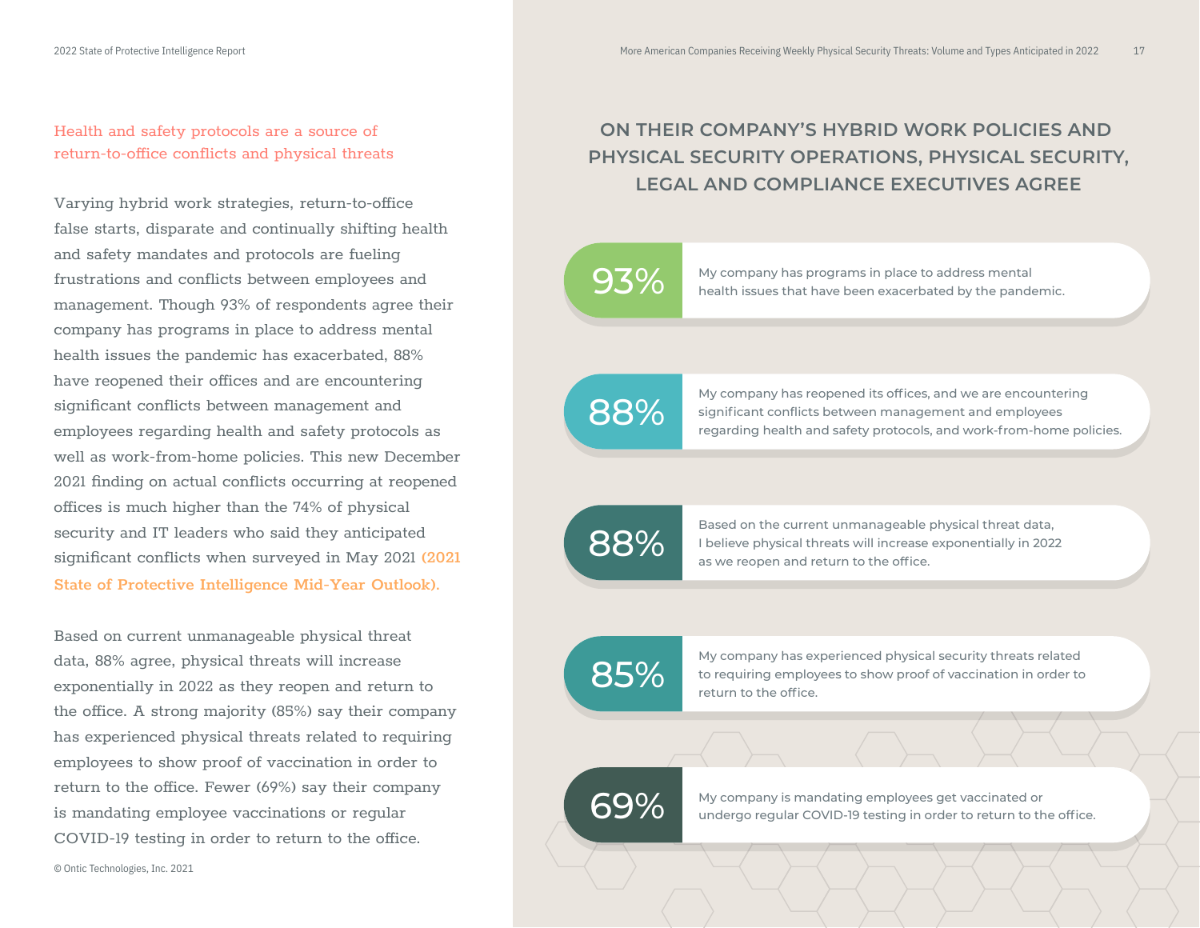## Health and safety protocols are a source of return-to-office conflicts and physical threats

Varying hybrid work strategies, return-to-office false starts, disparate and continually shifting health and safety mandates and protocols are fueling frustrations and conflicts between employees and management. Though 93% of respondents agree their company has programs in place to address mental health issues the pandemic has exacerbated, 88% have reopened their offices and are encountering significant conflicts between management and employees regarding health and safety protocols as well as work-from-home policies. This new December 2021 finding on actual conflicts occurring at reopened offices is much higher than the 74% of physical security and IT leaders who said they anticipated significant conflicts when surveyed in May 2021 **(2021 State of Protective Intelligence Mid-Year Outlook).**

Based on current unmanageable physical threat data, 88% agree, physical threats will increase exponentially in 2022 as they reopen and return to the office. A strong majority (85%) say their company has experienced physical threats related to requiring employees to show proof of vaccination in order to return to the office. Fewer (69%) say their company is mandating employee vaccinations or regular COVID-19 testing in order to return to the office.

© Ontic Technologies, Inc. 2021

## ON THEIR COMPANY'S HYBRID WORK POLICIES AND PHYSICAL SECURITY OPERATIONS, PHYSICAL SECURITY, LEGAL AND COMPLIANCE EXECUTIVES AGREE

**93%** My company has programs in place to address mental health issues that have been exacerbated by the pandemic.

**88%** My company has reopened its offices, and we are encountering significant conflicts between management and employees regarding health and safety protocols, and work-from-home policies.

**88%** Based on the current unmanageable physical threat data, I believe physical threats will increase exponentially in 2022 as we reopen and return to the office.

**85%** My company has experienced physical security threats related to requiring employees to show proof of vaccination in order to return to the office.

**69%** My company is mandating employees get vaccinated or undergo regular COVID-19 testing in order to return to the office.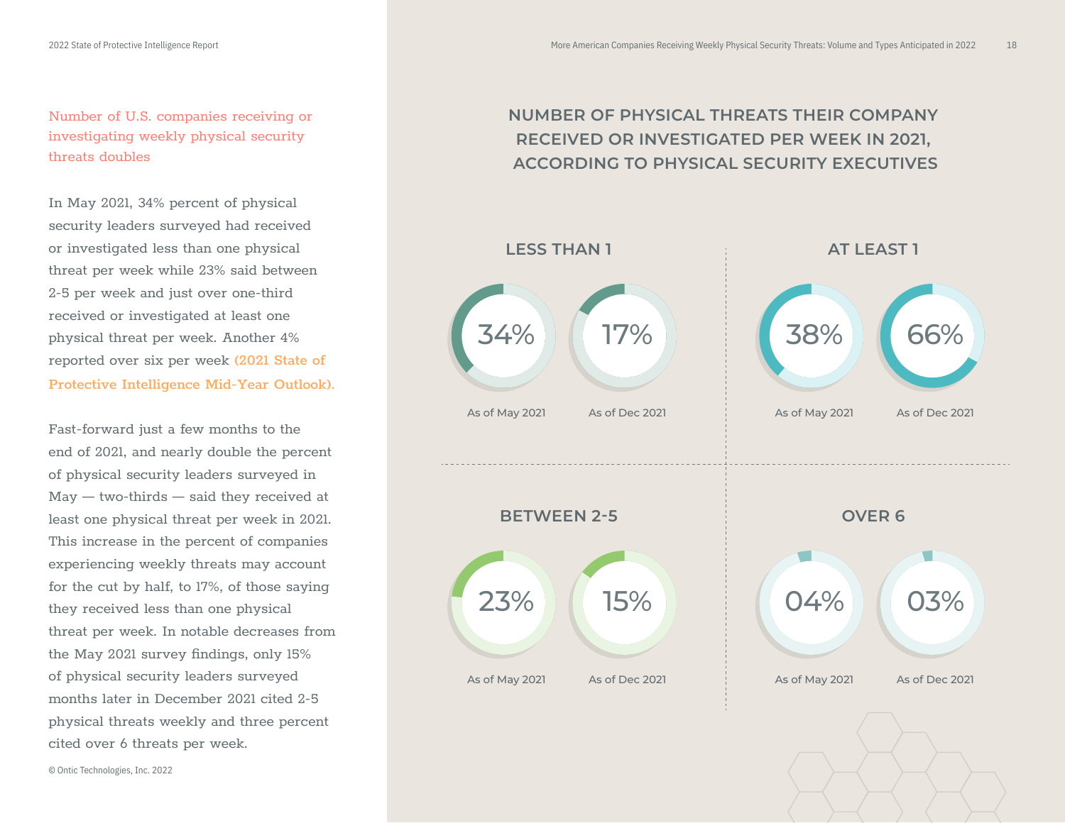## Number of U.S. companies receiving or investigating weekly physical security threats doubles

In May 2021, 34% percent of physical security leaders surveyed had received or investigated less than one physical threat per week while 23% said between 2-5 per week and just over one-third received or investigated at least one physical threat per week. Another 4% reported over six per week **(2021 State of Protective Intelligence Mid-Year Outlook).**

Fast-forward just a few months to the end of 2021, and nearly double the percent of physical security leaders surveyed in May — two-thirds — said they received at least one physical threat per week in 2021. This increase in the percent of companies experiencing weekly threats may account for the cut by half, to 17%, of those saying they received less than one physical threat per week. In notable decreases from the May 2021 survey findings, only 15% of physical security leaders surveyed months later in December 2021 cited 2-5 physical threats weekly and three percent cited over 6 threats per week.

## NUMBER OF PHYSICAL THREATS THEIR COMPANY RECEIVED OR INVESTIGATED PER WEEK IN 2021, ACCORDING TO PHYSICAL SECURITY EXECUTIVES

| | As of May 2021 | As of Dec 2021 |
|---|---|---|
| LESS THAN 1 | 34% | 17% |
| AT LEAST 1 | 38% | 66% |
| BETWEEN 2-5 | 23% | 15% |
| OVER 6 | 04% | 03% |

© Ontic Technologies, Inc. 2022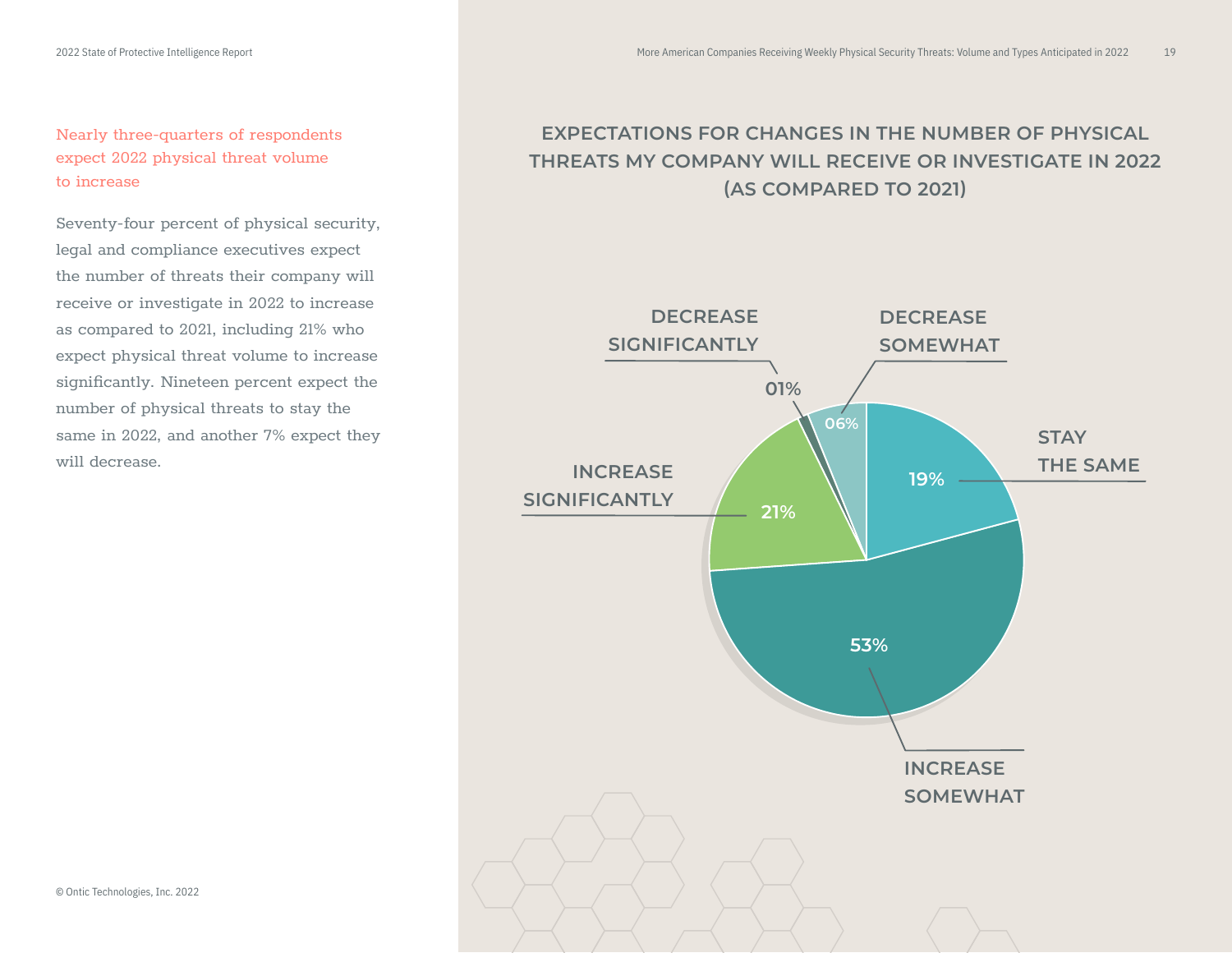## Nearly three-quarters of respondents expect 2022 physical threat volume to increase

Seventy-four percent of physical security, legal and compliance executives expect the number of threats their company will receive or investigate in 2022 to increase as compared to 2021, including 21% who expect physical threat volume to increase significantly. Nineteen percent expect the number of physical threats to stay the same in 2022, and another 7% expect they will decrease.

### EXPECTATIONS FOR CHANGES IN THE NUMBER OF PHYSICAL THREATS MY COMPANY WILL RECEIVE OR INVESTIGATE IN 2022 (AS COMPARED TO 2021)

| Expectation | Percentage |
| --- | --- |
| Increase significantly | 21% |
| Increase somewhat | 53% |
| Stay the same | 19% |
| Decrease somewhat | 06% |
| Decrease significantly | 01% |

© Ontic Technologies, Inc. 2022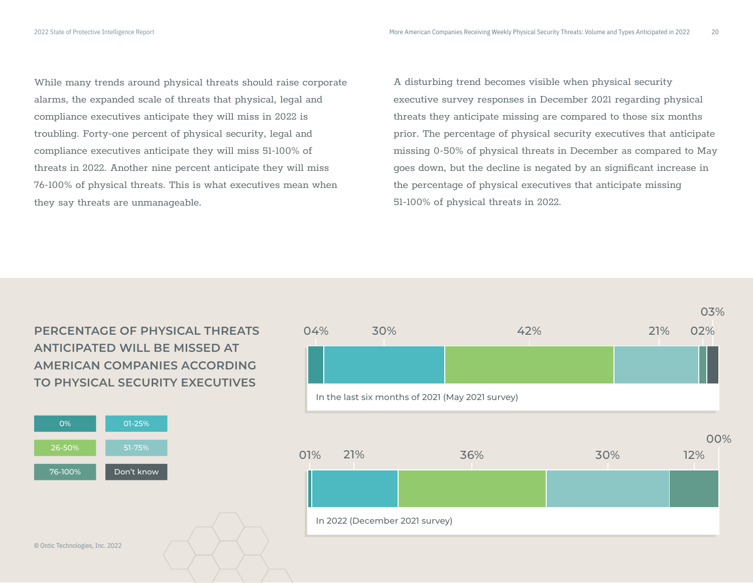While many trends around physical threats should raise corporate alarms, the expanded scale of threats that physical, legal and compliance executives anticipate they will miss in 2022 is troubling. Forty-one percent of physical security, legal and compliance executives anticipate they will miss 51-100% of threats in 2022. Another nine percent anticipate they will miss 76-100% of physical threats. This is what executives mean when they say threats are unmanageable.

A disturbing trend becomes visible when physical security executive survey responses in December 2021 regarding physical threats they anticipate missing are compared to those six months prior. The percentage of physical security executives that anticipate missing 0-50% of physical threats in December as compared to May goes down, but the decline is negated by an significant increase in the percentage of physical executives that anticipate missing 51-100% of physical threats in 2022.

## PERCENTAGE OF PHYSICAL THREATS ANTICIPATED WILL BE MISSED AT AMERICAN COMPANIES ACCORDING TO PHYSICAL SECURITY EXECUTIVES

| Survey | 0% | 01-25% | 26-50% | 51-75% | 76-100% | Don't know |
|---|---|---|---|---|---|---|
| In the last six months of 2021 (May 2021 survey) | 04% | 30% | 42% | 21% | 02% | 03% |
| In 2022 (December 2021 survey) | 01% | 21% | 36% | 30% | 12% | 00% |

© Ontic Technologies, Inc. 2022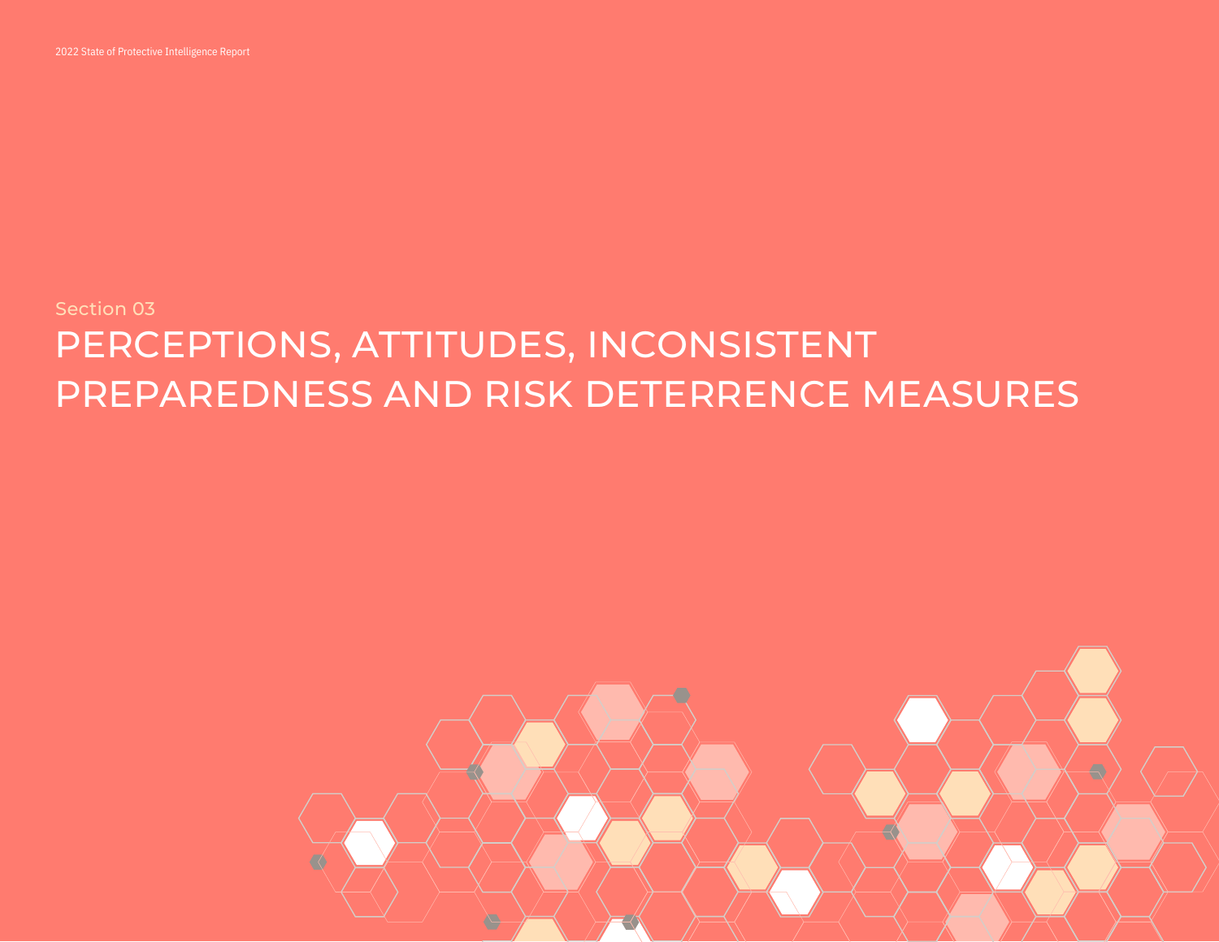Section 03

# PERCEPTIONS, ATTITUDES, INCONSISTENT PREPAREDNESS AND RISK DETERRENCE MEASURES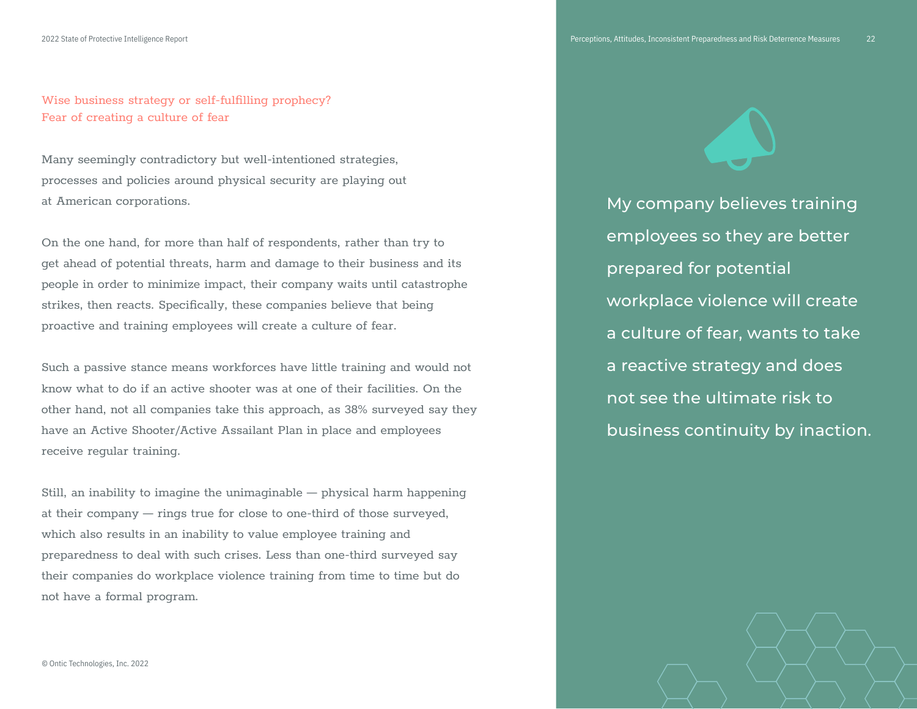## Wise business strategy or self-fulfilling prophecy? Fear of creating a culture of fear

Many seemingly contradictory but well-intentioned strategies, processes and policies around physical security are playing out at American corporations.

On the one hand, for more than half of respondents, rather than try to get ahead of potential threats, harm and damage to their business and its people in order to minimize impact, their company waits until catastrophe strikes, then reacts. Specifically, these companies believe that being proactive and training employees will create a culture of fear.

Such a passive stance means workforces have little training and would not know what to do if an active shooter was at one of their facilities. On the other hand, not all companies take this approach, as 38% surveyed say they have an Active Shooter/Active Assailant Plan in place and employees receive regular training.

Still, an inability to imagine the unimaginable — physical harm happening at their company — rings true for close to one-third of those surveyed, which also results in an inability to value employee training and preparedness to deal with such crises. Less than one-third surveyed say their companies do workplace violence training from time to time but do not have a formal program.

> My company believes training employees so they are better prepared for potential workplace violence will create a culture of fear, wants to take a reactive strategy and does not see the ultimate risk to business continuity by inaction.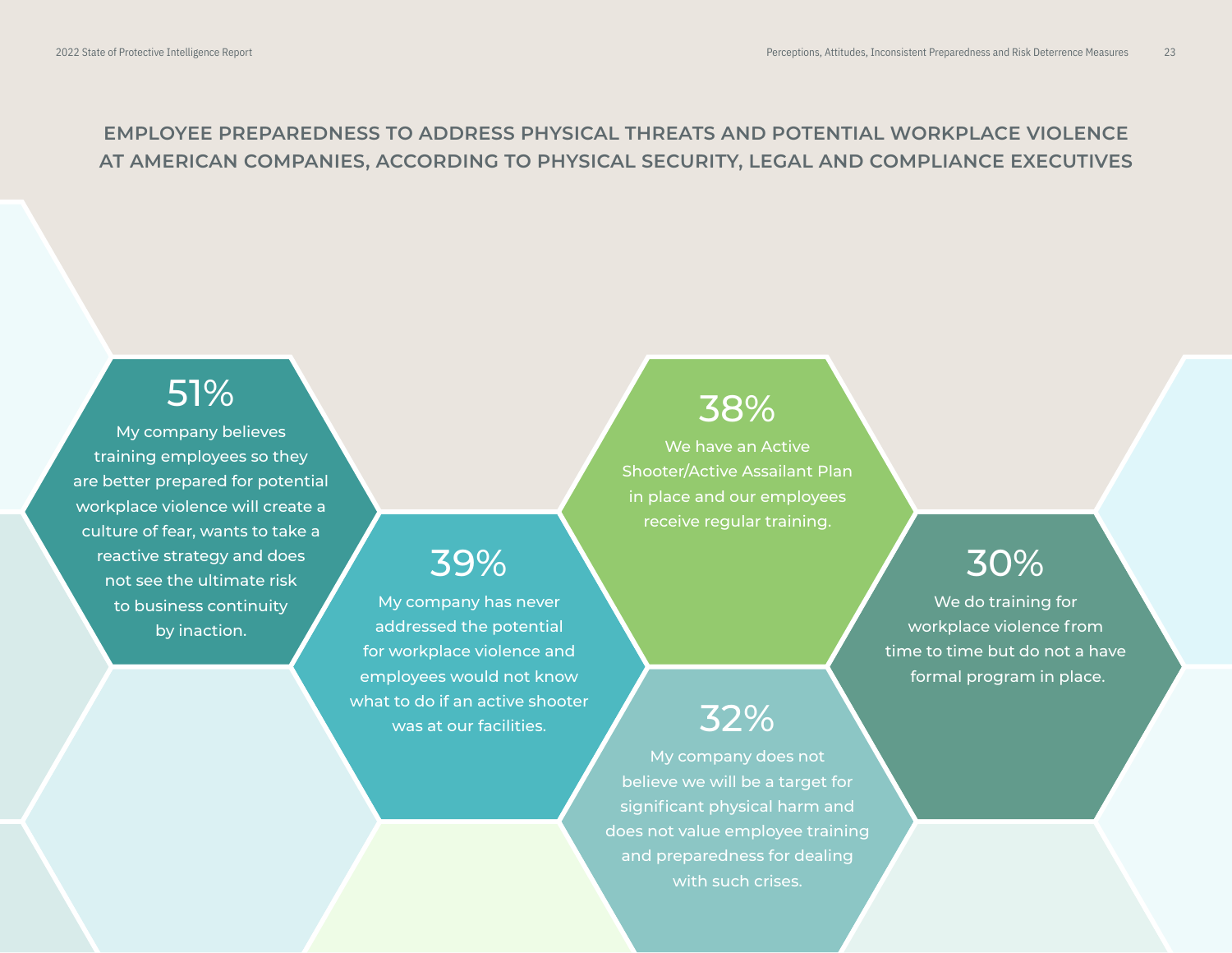## EMPLOYEE PREPAREDNESS TO ADDRESS PHYSICAL THREATS AND POTENTIAL WORKPLACE VIOLENCE AT AMERICAN COMPANIES, ACCORDING TO PHYSICAL SECURITY, LEGAL AND COMPLIANCE EXECUTIVES

**51%**

My company believes training employees so they are better prepared for potential workplace violence will create a culture of fear, wants to take a reactive strategy and does not see the ultimate risk to business continuity by inaction.

**39%**

My company has never addressed the potential for workplace violence and employees would not know what to do if an active shooter was at our facilities.

**38%**

We have an Active Shooter/Active Assailant Plan in place and our employees receive regular training.

**32%**

My company does not believe we will be a target for significant physical harm and does not value employee training and preparedness for dealing with such crises.

**30%**

We do training for workplace violence from time to time but do not a have formal program in place.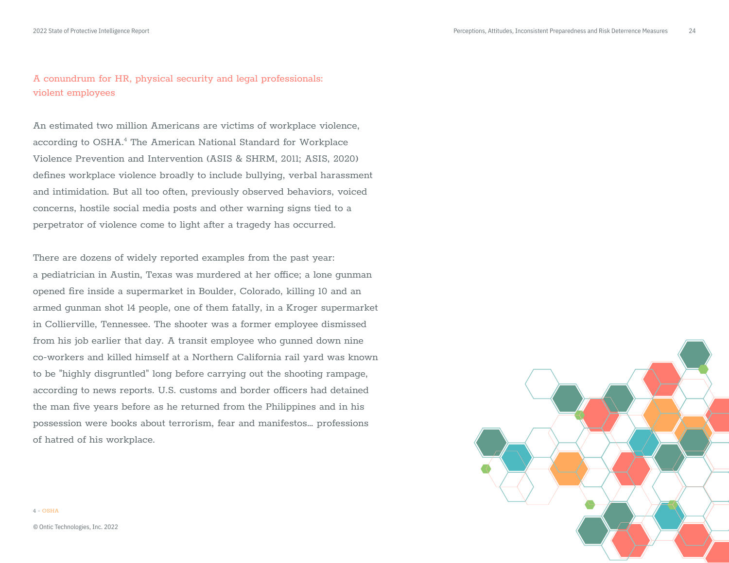## A conundrum for HR, physical security and legal professionals: violent employees

An estimated two million Americans are victims of workplace violence, according to OSHA.[4] The American National Standard for Workplace Violence Prevention and Intervention (ASIS & SHRM, 2011; ASIS, 2020) defines workplace violence broadly to include bullying, verbal harassment and intimidation. But all too often, previously observed behaviors, voiced concerns, hostile social media posts and other warning signs tied to a perpetrator of violence come to light after a tragedy has occurred.

There are dozens of widely reported examples from the past year: a pediatrician in Austin, Texas was murdered at her office; a lone gunman opened fire inside a supermarket in Boulder, Colorado, killing 10 and an armed gunman shot 14 people, one of them fatally, in a Kroger supermarket in Collierville, Tennessee. The shooter was a former employee dismissed from his job earlier that day. A transit employee who gunned down nine co-workers and killed himself at a Northern California rail yard was known to be "highly disgruntled" long before carrying out the shooting rampage, according to news reports. U.S. customs and border officers had detained the man five years before as he returned from the Philippines and in his possession were books about terrorism, fear and manifestos… professions of hatred of his workplace.

4 - OSHA

© Ontic Technologies, Inc. 2022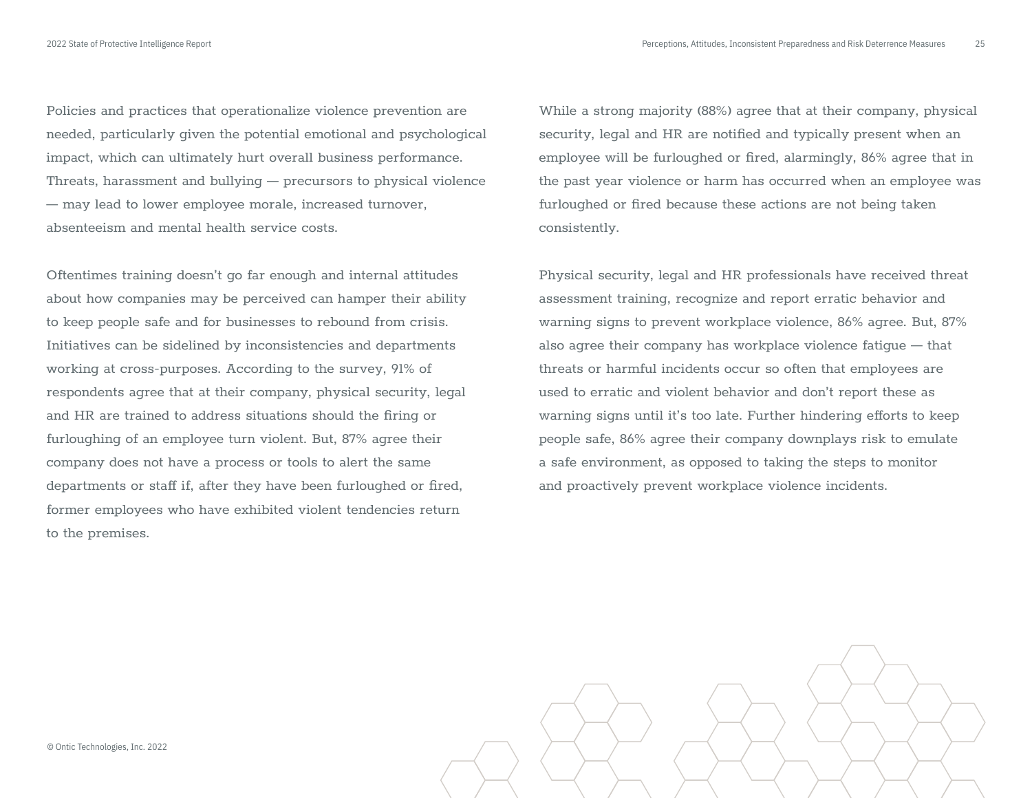Policies and practices that operationalize violence prevention are needed, particularly given the potential emotional and psychological impact, which can ultimately hurt overall business performance. Threats, harassment and bullying — precursors to physical violence — may lead to lower employee morale, increased turnover, absenteeism and mental health service costs.

Oftentimes training doesn't go far enough and internal attitudes about how companies may be perceived can hamper their ability to keep people safe and for businesses to rebound from crisis. Initiatives can be sidelined by inconsistencies and departments working at cross-purposes. According to the survey, 91% of respondents agree that at their company, physical security, legal and HR are trained to address situations should the firing or furloughing of an employee turn violent. But, 87% agree their company does not have a process or tools to alert the same departments or staff if, after they have been furloughed or fired, former employees who have exhibited violent tendencies return to the premises.

While a strong majority (88%) agree that at their company, physical security, legal and HR are notified and typically present when an employee will be furloughed or fired, alarmingly, 86% agree that in the past year violence or harm has occurred when an employee was furloughed or fired because these actions are not being taken consistently.

Physical security, legal and HR professionals have received threat assessment training, recognize and report erratic behavior and warning signs to prevent workplace violence, 86% agree. But, 87% also agree their company has workplace violence fatigue — that threats or harmful incidents occur so often that employees are used to erratic and violent behavior and don't report these as warning signs until it's too late. Further hindering efforts to keep people safe, 86% agree their company downplays risk to emulate a safe environment, as opposed to taking the steps to monitor and proactively prevent workplace violence incidents.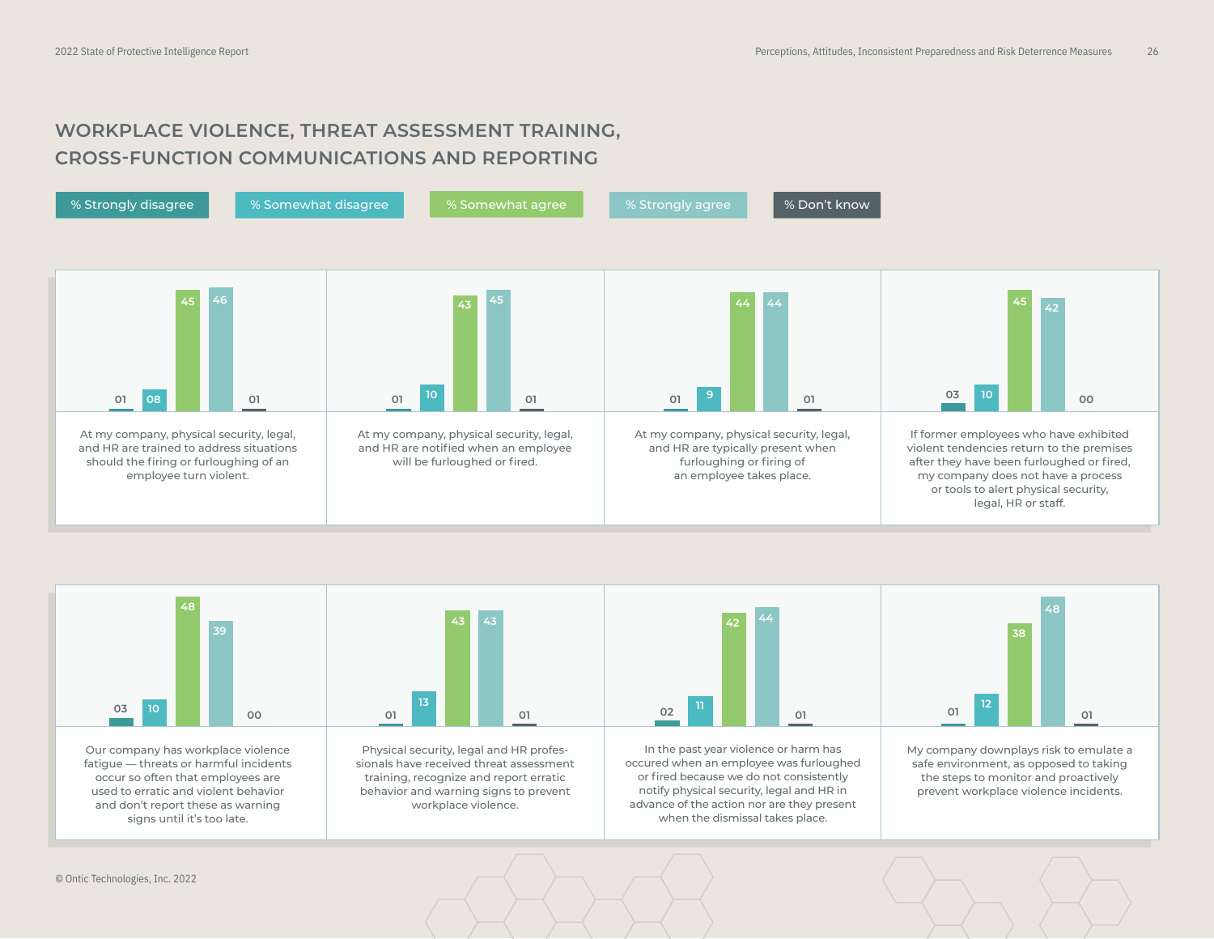# WORKPLACE VIOLENCE, THREAT ASSESSMENT TRAINING, CROSS-FUNCTION COMMUNICATIONS AND REPORTING

| Statement | % Strongly disagree | % Somewhat disagree | % Somewhat agree | % Strongly agree | % Don't know |
|---|---|---|---|---|---|
| At my company, physical security, legal, and HR are trained to address situations should the firing or furloughing of an employee turn violent. | 01 | 08 | 45 | 46 | 01 |
| At my company, physical security, legal, and HR are notified when an employee will be furloughed or fired. | 01 | 10 | 43 | 45 | 01 |
| At my company, physical security, legal, and HR are typically present when furloughing or firing of an employee takes place. | 01 | 9 | 44 | 44 | 01 |
| If former employees who have exhibited violent tendencies return to the premises after they have been furloughed or fired, my company does not have a process or tools to alert physical security, legal, HR or staff. | 03 | 10 | 45 | 42 | 00 |
| Our company has workplace violence fatigue — threats or harmful incidents occur so often that employees are used to erratic and violent behavior and don't report these as warning signs until it's too late. | 03 | 10 | 48 | 39 | 00 |
| Physical security, legal and HR professionals have received threat assessment training, recognize and report erratic behavior and warning signs to prevent workplace violence. | 01 | 13 | 43 | 43 | 01 |
| In the past year violence or harm has occured when an employee was furloughed or fired because we do not consistently notify physical security, legal and HR in advance of the action nor are they present when the dismissal takes place. | 02 | 11 | 42 | 44 | 01 |
| My company downplays risk to emulate a safe environment, as opposed to taking the steps to monitor and proactively prevent workplace violence incidents. | 01 | 12 | 38 | 48 | 01 |

© Ontic Technologies, Inc. 2022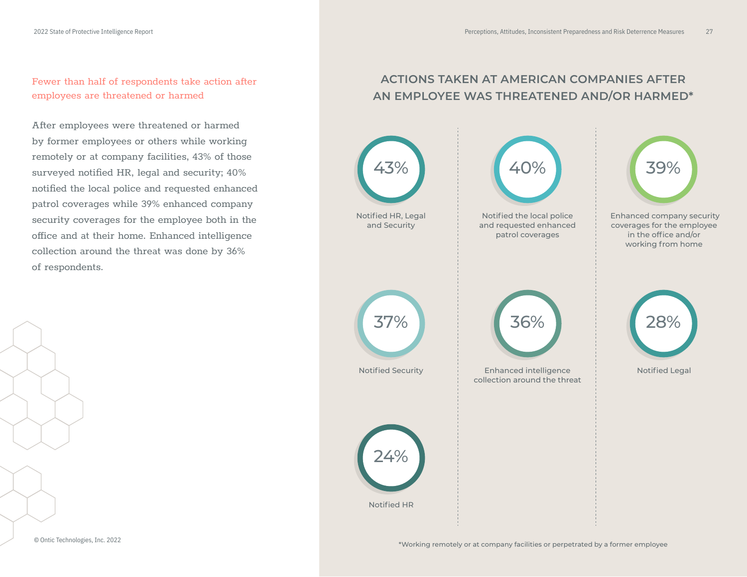## Fewer than half of respondents take action after employees are threatened or harmed

After employees were threatened or harmed by former employees or others while working remotely or at company facilities, 43% of those surveyed notified HR, legal and security; 40% notified the local police and requested enhanced patrol coverages while 39% enhanced company security coverages for the employee both in the office and at their home. Enhanced intelligence collection around the threat was done by 36% of respondents.

## ACTIONS TAKEN AT AMERICAN COMPANIES AFTER AN EMPLOYEE WAS THREATENED AND/OR HARMED*

| Percentage | Action |
|---|---|
| 43% | Notified HR, Legal and Security |
| 40% | Notified the local police and requested enhanced patrol coverages |
| 39% | Enhanced company security coverages for the employee in the office and/or working from home |
| 37% | Notified Security |
| 36% | Enhanced intelligence collection around the threat |
| 28% | Notified Legal |
| 24% | Notified HR |

*Working remotely or at company facilities or perpetrated by a former employee

© Ontic Technologies, Inc. 2022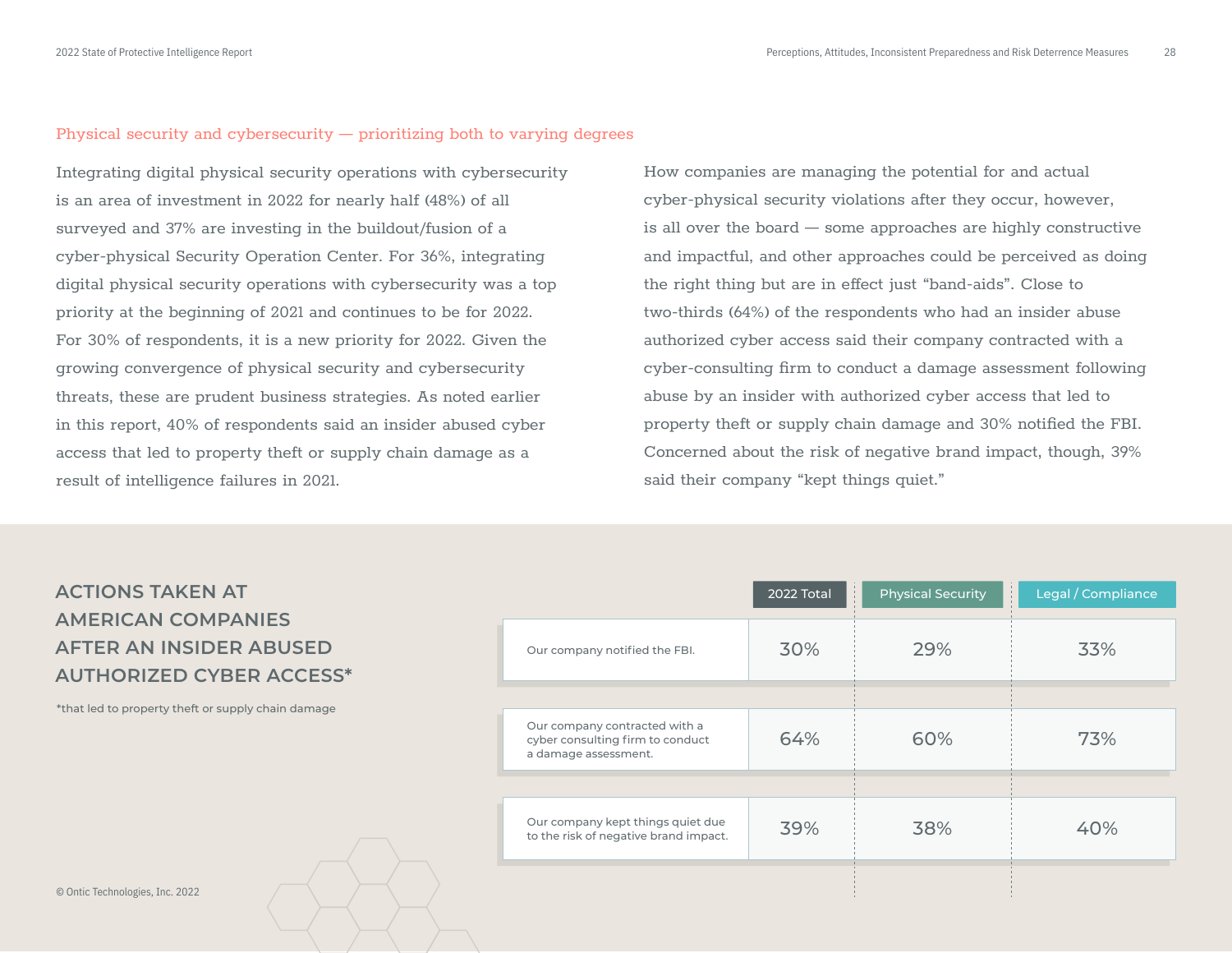## Physical security and cybersecurity — prioritizing both to varying degrees

Integrating digital physical security operations with cybersecurity is an area of investment in 2022 for nearly half (48%) of all surveyed and 37% are investing in the buildout/fusion of a cyber-physical Security Operation Center. For 36%, integrating digital physical security operations with cybersecurity was a top priority at the beginning of 2021 and continues to be for 2022. For 30% of respondents, it is a new priority for 2022. Given the growing convergence of physical security and cybersecurity threats, these are prudent business strategies. As noted earlier in this report, 40% of respondents said an insider abused cyber access that led to property theft or supply chain damage as a result of intelligence failures in 2021.

How companies are managing the potential for and actual cyber-physical security violations after they occur, however, is all over the board — some approaches are highly constructive and impactful, and other approaches could be perceived as doing the right thing but are in effect just "band-aids". Close to two-thirds (64%) of the respondents who had an insider abuse authorized cyber access said their company contracted with a cyber-consulting firm to conduct a damage assessment following abuse by an insider with authorized cyber access that led to property theft or supply chain damage and 30% notified the FBI. Concerned about the risk of negative brand impact, though, 39% said their company "kept things quiet."

### ACTIONS TAKEN AT AMERICAN COMPANIES AFTER AN INSIDER ABUSED AUTHORIZED CYBER ACCESS*

*that led to property theft or supply chain damage

| | 2022 Total | Physical Security | Legal / Compliance |
|---|---|---|---|
| Our company notified the FBI. | 30% | 29% | 33% |
| Our company contracted with a cyber consulting firm to conduct a damage assessment. | 64% | 60% | 73% |
| Our company kept things quiet due to the risk of negative brand impact. | 39% | 38% | 40% |

© Ontic Technologies, Inc. 2022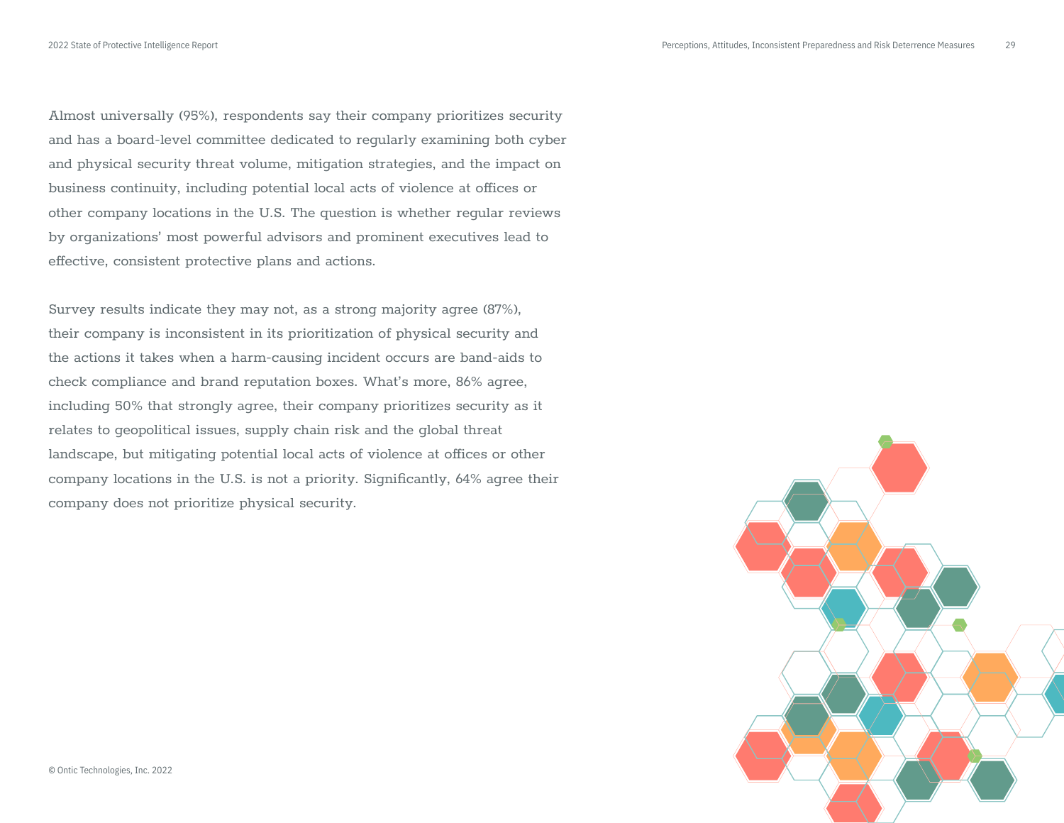Almost universally (95%), respondents say their company prioritizes security and has a board-level committee dedicated to regularly examining both cyber and physical security threat volume, mitigation strategies, and the impact on business continuity, including potential local acts of violence at offices or other company locations in the U.S. The question is whether regular reviews by organizations' most powerful advisors and prominent executives lead to effective, consistent protective plans and actions.

Survey results indicate they may not, as a strong majority agree (87%), their company is inconsistent in its prioritization of physical security and the actions it takes when a harm-causing incident occurs are band-aids to check compliance and brand reputation boxes. What's more, 86% agree, including 50% that strongly agree, their company prioritizes security as it relates to geopolitical issues, supply chain risk and the global threat landscape, but mitigating potential local acts of violence at offices or other company locations in the U.S. is not a priority. Significantly, 64% agree their company does not prioritize physical security.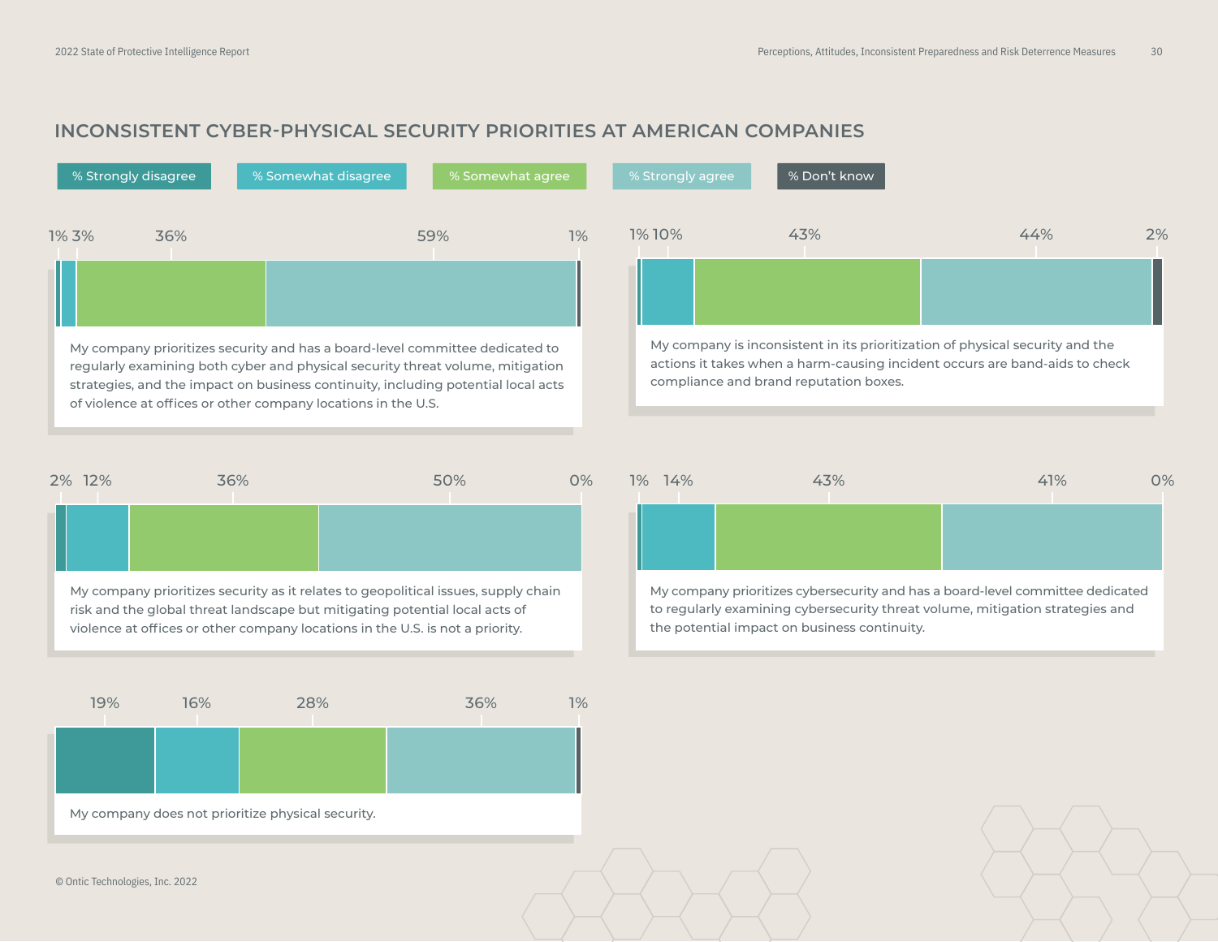## INCONSISTENT CYBER-PHYSICAL SECURITY PRIORITIES AT AMERICAN COMPANIES

| Statement | % Strongly disagree | % Somewhat disagree | % Somewhat agree | % Strongly agree | % Don't know |
|---|---|---|---|---|---|
| My company prioritizes security and has a board-level committee dedicated to regularly examining both cyber and physical security threat volume, mitigation strategies, and the impact on business continuity, including potential local acts of violence at offices or other company locations in the U.S. | 1% | 3% | 36% | 59% | 1% |
| My company is inconsistent in its prioritization of physical security and the actions it takes when a harm-causing incident occurs are band-aids to check compliance and brand reputation boxes. | 1% | 10% | 43% | 44% | 2% |
| My company prioritizes security as it relates to geopolitical issues, supply chain risk and the global threat landscape but mitigating potential local acts of violence at offices or other company locations in the U.S. is not a priority. | 2% | 12% | 36% | 50% | 0% |
| My company prioritizes cybersecurity and has a board-level committee dedicated to regularly examining cybersecurity threat volume, mitigation strategies and the potential impact on business continuity. | 1% | 14% | 43% | 41% | 0% |
| My company does not prioritize physical security. | 19% | 16% | 28% | 36% | 1% |

© Ontic Technologies, Inc. 2022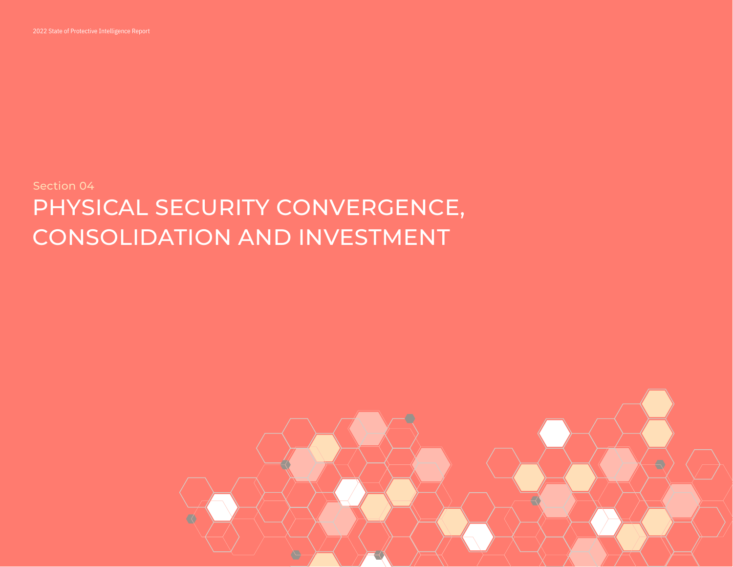Section 04

# PHYSICAL SECURITY CONVERGENCE, CONSOLIDATION AND INVESTMENT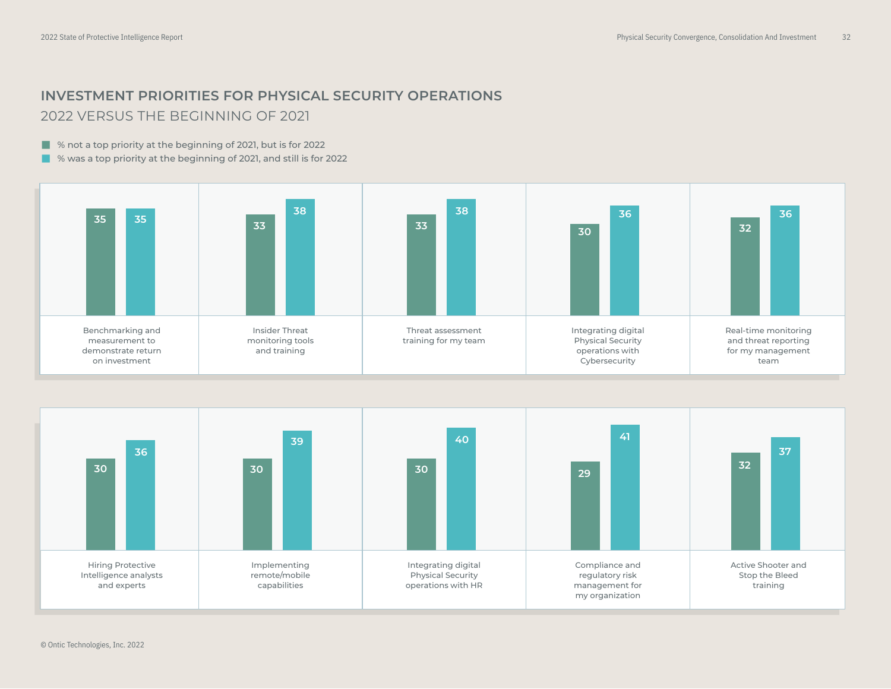## INVESTMENT PRIORITIES FOR PHYSICAL SECURITY OPERATIONS

### 2022 VERSUS THE BEGINNING OF 2021

| Investment priority | % not a top priority at the beginning of 2021, but is for 2022 | % was a top priority at the beginning of 2021, and still is for 2022 |
| --- | --- | --- |
| Benchmarking and measurement to demonstrate return on investment | 35 | 35 |
| Insider Threat monitoring tools and training | 33 | 38 |
| Threat assessment training for my team | 33 | 38 |
| Integrating digital Physical Security operations with Cybersecurity | 30 | 36 |
| Real-time monitoring and threat reporting for my management team | 32 | 36 |
| Hiring Protective Intelligence analysts and experts | 30 | 36 |
| Implementing remote/mobile capabilities | 30 | 39 |
| Integrating digital Physical Security operations with HR | 30 | 40 |
| Compliance and regulatory risk management for my organization | 29 | 41 |
| Active Shooter and Stop the Bleed training | 32 | 37 |

© Ontic Technologies, Inc. 2022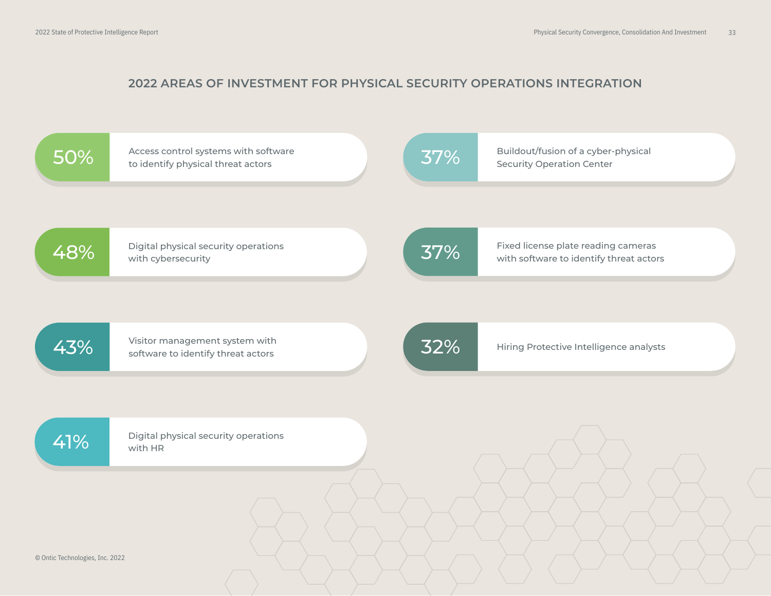## 2022 AREAS OF INVESTMENT FOR PHYSICAL SECURITY OPERATIONS INTEGRATION

- **50%** Access control systems with software to identify physical threat actors
- **48%** Digital physical security operations with cybersecurity
- **43%** Visitor management system with software to identify threat actors
- **41%** Digital physical security operations with HR
- **37%** Buildout/fusion of a cyber-physical Security Operation Center
- **37%** Fixed license plate reading cameras with software to identify threat actors
- **32%** Hiring Protective Intelligence analysts

© Ontic Technologies, Inc. 2022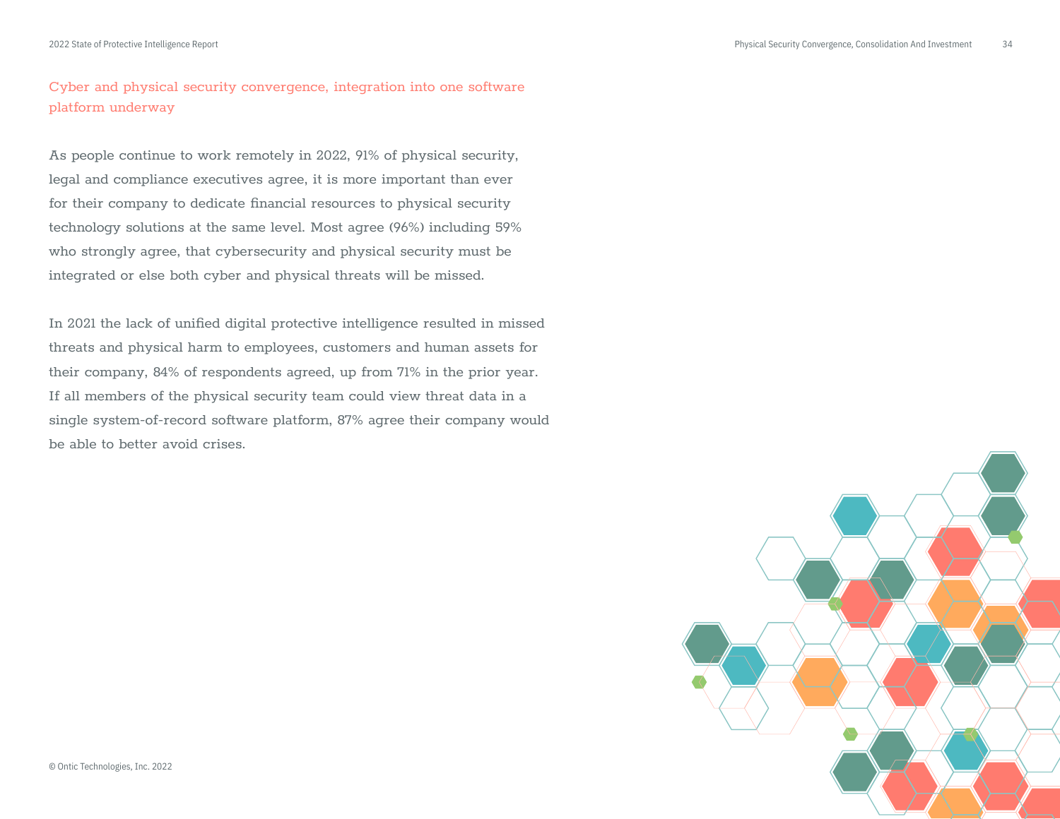## Cyber and physical security convergence, integration into one software platform underway

As people continue to work remotely in 2022, 91% of physical security, legal and compliance executives agree, it is more important than ever for their company to dedicate financial resources to physical security technology solutions at the same level. Most agree (96%) including 59% who strongly agree, that cybersecurity and physical security must be integrated or else both cyber and physical threats will be missed.

In 2021 the lack of unified digital protective intelligence resulted in missed threats and physical harm to employees, customers and human assets for their company, 84% of respondents agreed, up from 71% in the prior year. If all members of the physical security team could view threat data in a single system-of-record software platform, 87% agree their company would be able to better avoid crises.

© Ontic Technologies, Inc. 2022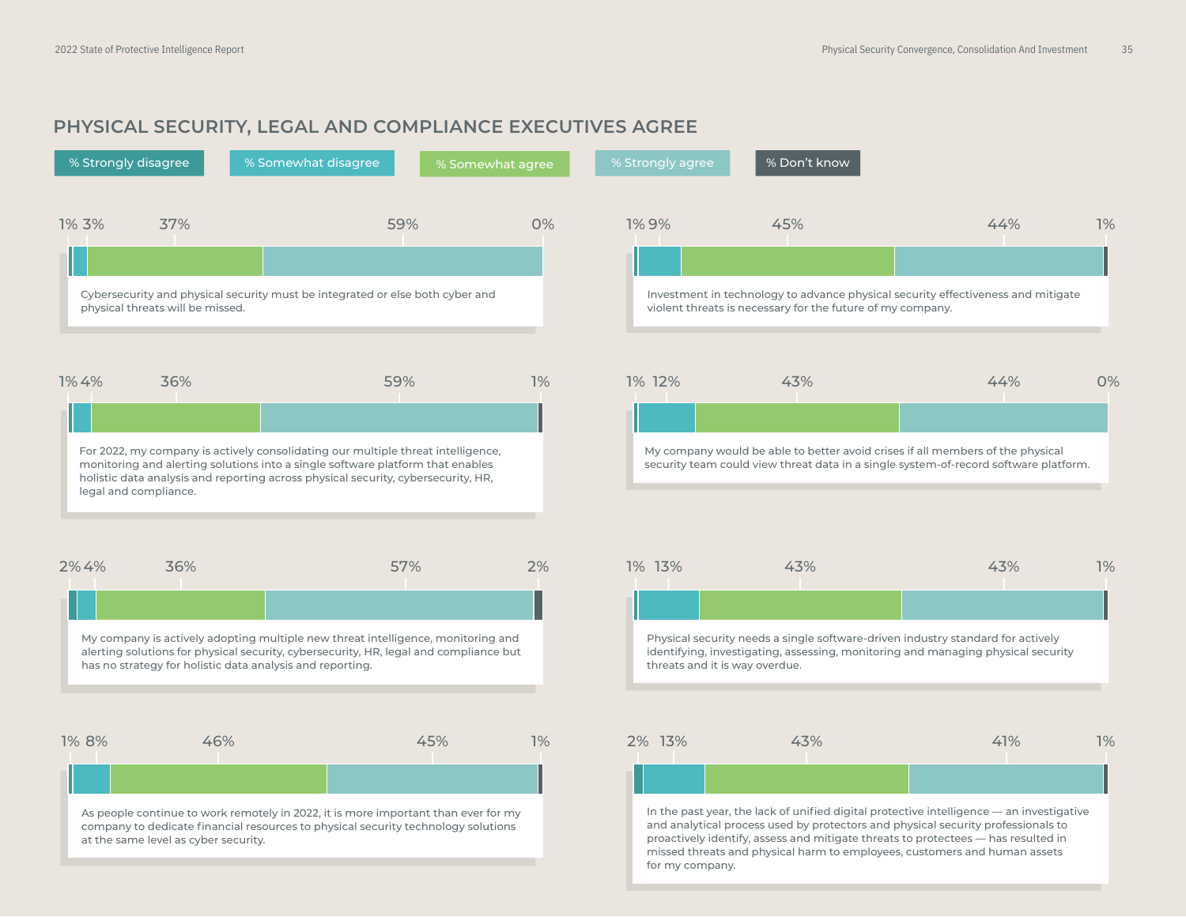## PHYSICAL SECURITY, LEGAL AND COMPLIANCE EXECUTIVES AGREE

| Statement | % Strongly disagree | % Somewhat disagree | % Somewhat agree | % Strongly agree | % Don't know |
|---|---|---|---|---|---|
| Cybersecurity and physical security must be integrated or else both cyber and physical threats will be missed. | 1% | 3% | 37% | 59% | 0% |
| Investment in technology to advance physical security effectiveness and mitigate violent threats is necessary for the future of my company. | 1% | 9% | 45% | 44% | 1% |
| For 2022, my company is actively consolidating our multiple threat intelligence, monitoring and alerting solutions into a single software platform that enables holistic data analysis and reporting across physical security, cybersecurity, HR, legal and compliance. | 1% | 4% | 36% | 59% | 1% |
| My company would be able to better avoid crises if all members of the physical security team could view threat data in a single system-of-record software platform. | 1% | 12% | 43% | 44% | 0% |
| My company is actively adopting multiple new threat intelligence, monitoring and alerting solutions for physical security, cybersecurity, HR, legal and compliance but has no strategy for holistic data analysis and reporting. | 2% | 4% | 36% | 57% | 2% |
| Physical security needs a single software-driven industry standard for actively identifying, investigating, assessing, monitoring and managing physical security threats and it is way overdue. | 1% | 13% | 43% | 43% | 1% |
| As people continue to work remotely in 2022, it is more important than ever for my company to dedicate financial resources to physical security technology solutions at the same level as cyber security. | 1% | 8% | 46% | 45% | 1% |
| In the past year, the lack of unified digital protective intelligence — an investigative and analytical process used by protectors and physical security professionals to proactively identify, assess and mitigate threats to protectees — has resulted in missed threats and physical harm to employees, customers and human assets for my company. | 2% | 13% | 43% | 41% | 1% |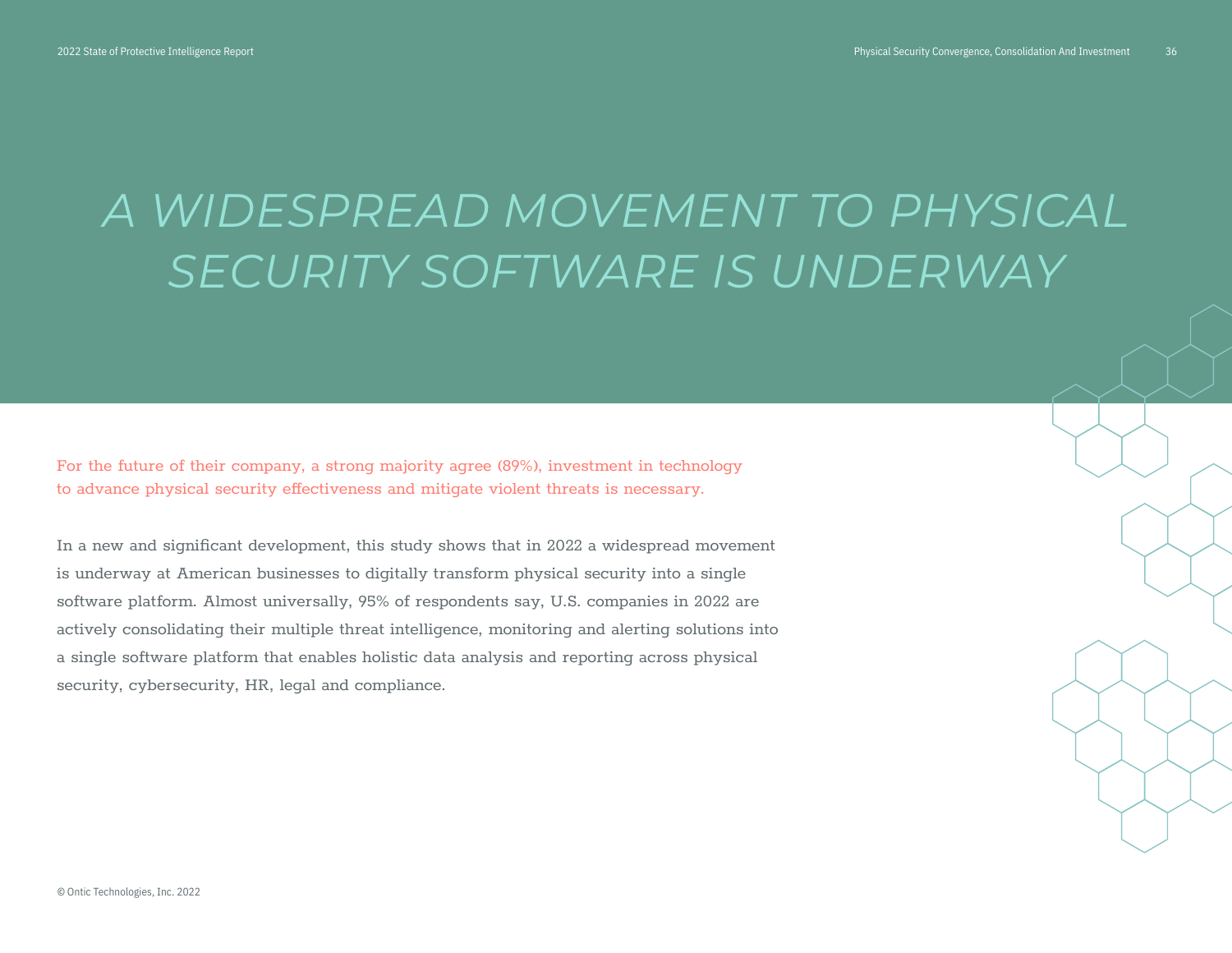# A WIDESPREAD MOVEMENT TO PHYSICAL SECURITY SOFTWARE IS UNDERWAY

For the future of their company, a strong majority agree (89%), investment in technology to advance physical security effectiveness and mitigate violent threats is necessary.

In a new and significant development, this study shows that in 2022 a widespread movement is underway at American businesses to digitally transform physical security into a single software platform. Almost universally, 95% of respondents say, U.S. companies in 2022 are actively consolidating their multiple threat intelligence, monitoring and alerting solutions into a single software platform that enables holistic data analysis and reporting across physical security, cybersecurity, HR, legal and compliance.

© Ontic Technologies, Inc. 2022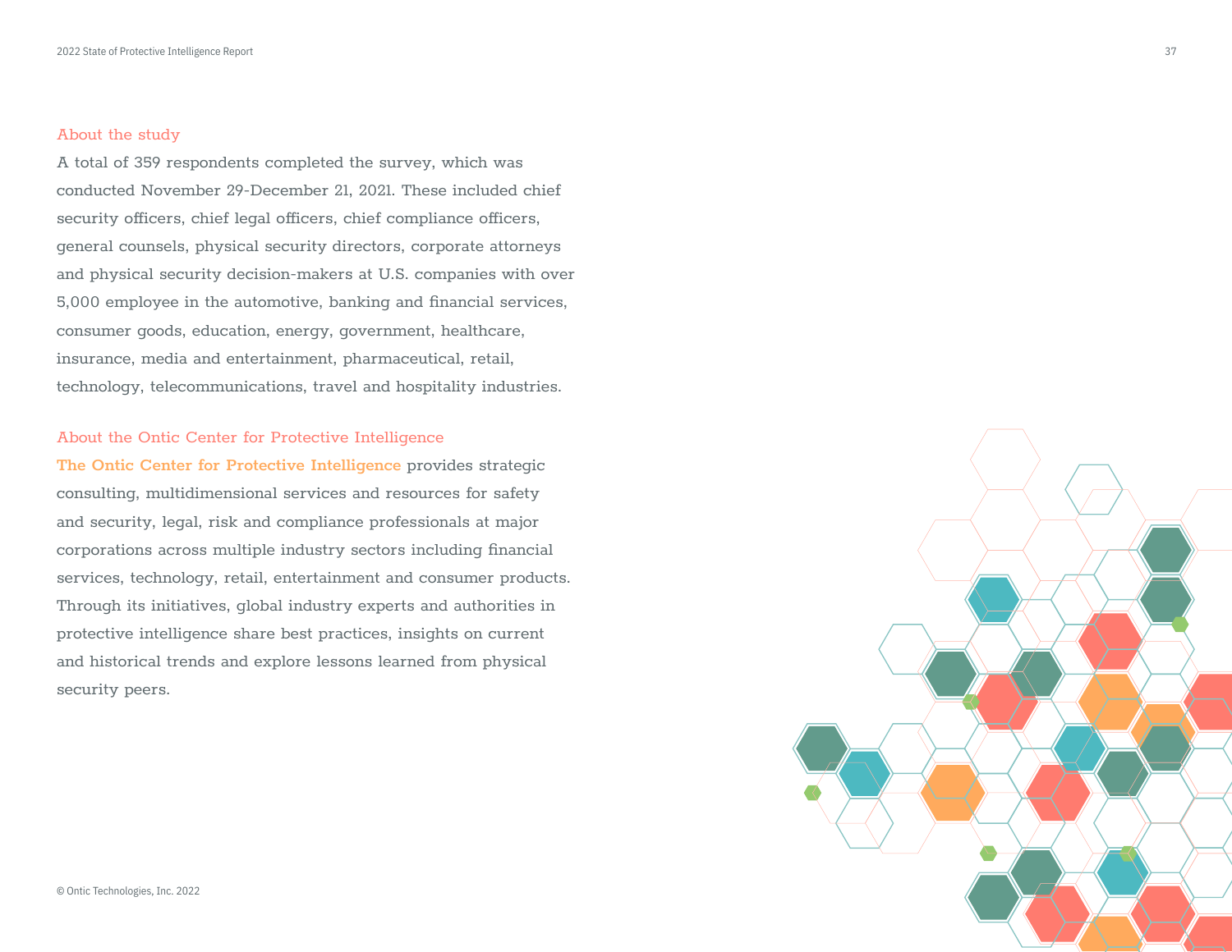## About the study

A total of 359 respondents completed the survey, which was conducted November 29-December 21, 2021. These included chief security officers, chief legal officers, chief compliance officers, general counsels, physical security directors, corporate attorneys and physical security decision-makers at U.S. companies with over 5,000 employee in the automotive, banking and financial services, consumer goods, education, energy, government, healthcare, insurance, media and entertainment, pharmaceutical, retail, technology, telecommunications, travel and hospitality industries.

## About the Ontic Center for Protective Intelligence

**The Ontic Center for Protective Intelligence** provides strategic consulting, multidimensional services and resources for safety and security, legal, risk and compliance professionals at major corporations across multiple industry sectors including financial services, technology, retail, entertainment and consumer products. Through its initiatives, global industry experts and authorities in protective intelligence share best practices, insights on current and historical trends and explore lessons learned from physical security peers.

© Ontic Technologies, Inc. 2022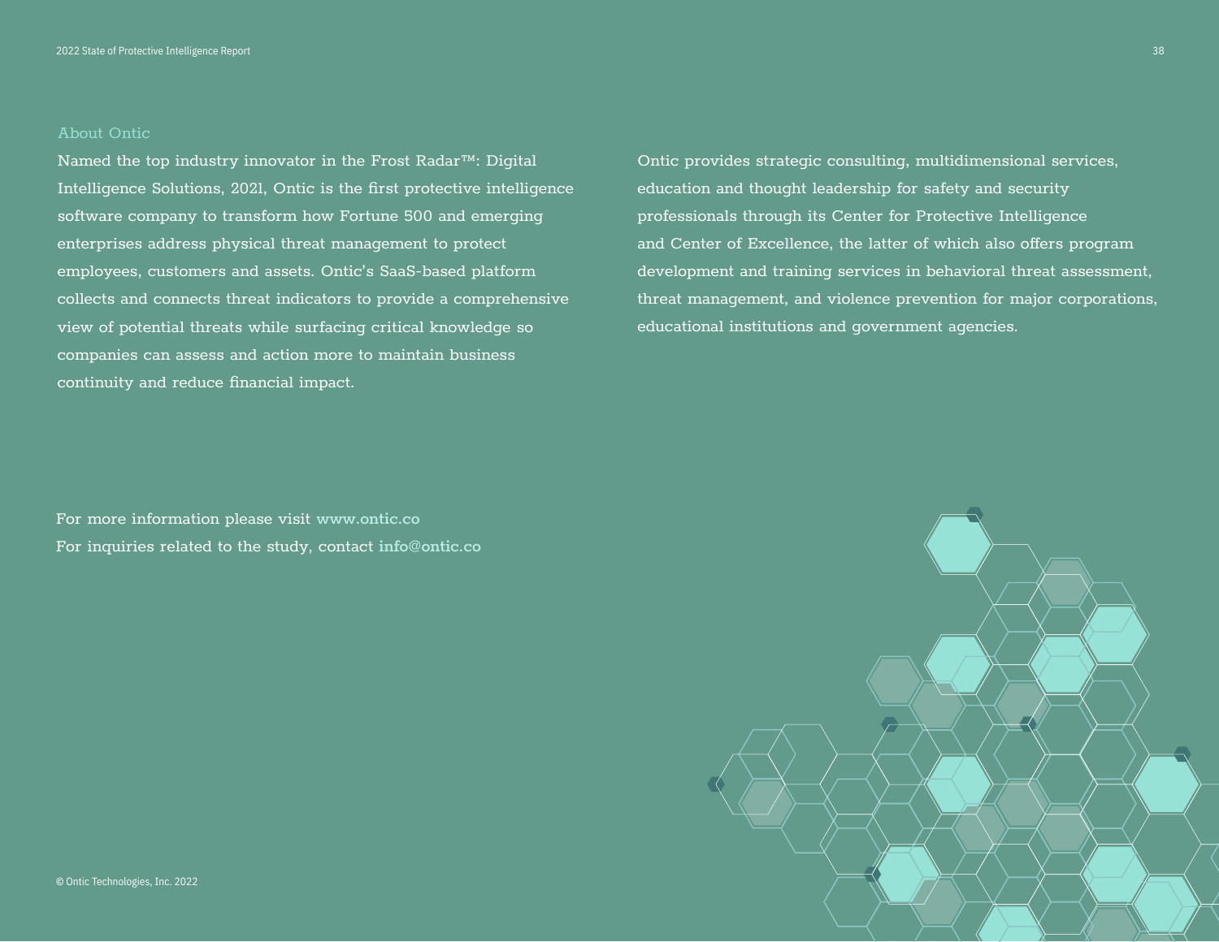## About Ontic

Named the top industry innovator in the Frost Radar™: Digital Intelligence Solutions, 2021, Ontic is the first protective intelligence software company to transform how Fortune 500 and emerging enterprises address physical threat management to protect employees, customers and assets. Ontic's SaaS-based platform collects and connects threat indicators to provide a comprehensive view of potential threats while surfacing critical knowledge so companies can assess and action more to maintain business continuity and reduce financial impact.

Ontic provides strategic consulting, multidimensional services, education and thought leadership for safety and security professionals through its Center for Protective Intelligence and Center of Excellence, the latter of which also offers program development and training services in behavioral threat assessment, threat management, and violence prevention for major corporations, educational institutions and government agencies.

For more information please visit www.ontic.co
For inquiries related to the study, contact info@ontic.co

© Ontic Technologies, Inc. 2022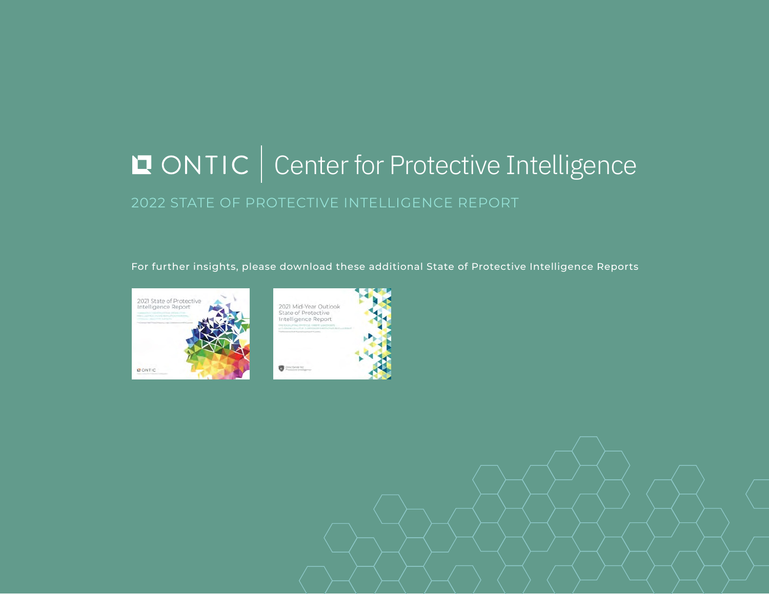# ONTIC | Center for Protective Intelligence

2022 STATE OF PROTECTIVE INTELLIGENCE REPORT

For further insights, please download these additional State of Protective Intelligence Reports

2021 State of Protective Intelligence Report

2021 Mid-Year Outlook State of Protective Intelligence Report